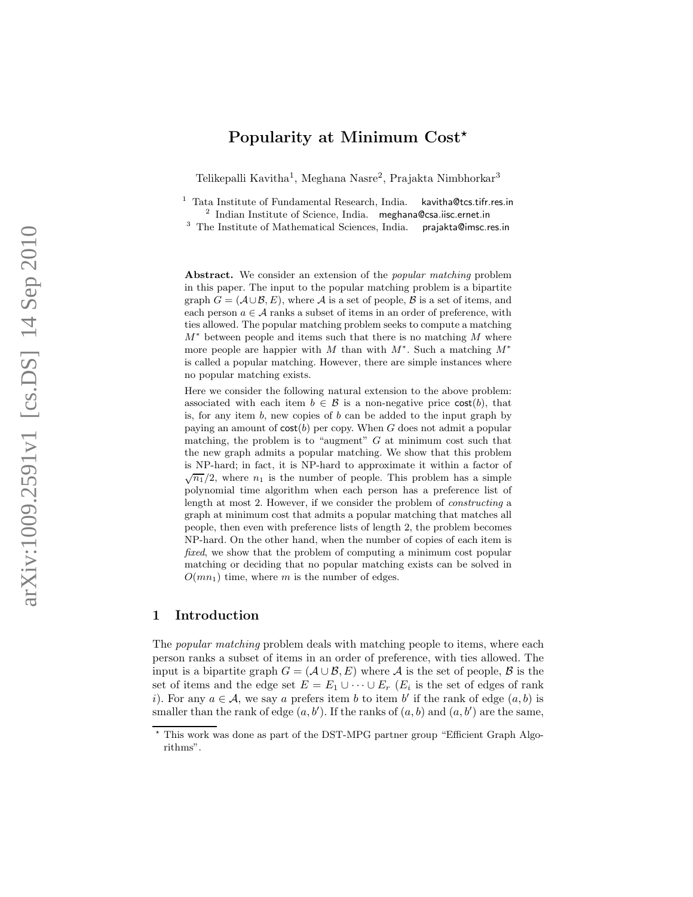# Popularity at Minimum Cost*

Telikepalli Kavitha[1], Meghana Nasre[2], Prajakta Nimbhorkar[3]

[1] Tata Institute of Fundamental Research, India. kavitha@tcs.tifr.res.in
[2] Indian Institute of Science, India. meghana@csa.iisc.ernet.in
[3] The Institute of Mathematical Sciences, India. prajakta@imsc.res.in

**Abstract.** We consider an extension of the *popular matching* problem in this paper. The input to the popular matching problem is a bipartite graph $G = (\mathcal{A} \cup \mathcal{B}, E)$, where $\mathcal{A}$ is a set of people, $\mathcal{B}$ is a set of items, and each person $a \in \mathcal{A}$ ranks a subset of items in an order of preference, with ties allowed. The popular matching problem seeks to compute a matching $M^*$ between people and items such that there is no matching $M$ where more people are happier with $M$ than with $M^*$. Such a matching $M^*$ is called a popular matching. However, there are simple instances where no popular matching exists.

Here we consider the following natural extension to the above problem: associated with each item $b \in \mathcal{B}$ is a non-negative price $\mathsf{cost}(b)$, that is, for any item $b$, new copies of $b$ can be added to the input graph by paying an amount of $\mathsf{cost}(b)$ per copy. When $G$ does not admit a popular matching, the problem is to "augment" $G$ at minimum cost such that the new graph admits a popular matching. We show that this problem is NP-hard; in fact, it is NP-hard to approximate it within a factor of $\sqrt{n_1}/2$, where $n_1$ is the number of people. This problem has a simple polynomial time algorithm when each person has a preference list of length at most 2. However, if we consider the problem of *constructing* a graph at minimum cost that admits a popular matching that matches all people, then even with preference lists of length 2, the problem becomes NP-hard. On the other hand, when the number of copies of each item is *fixed*, we show that the problem of computing a minimum cost popular matching or deciding that no popular matching exists can be solved in $O(mn_1)$ time, where $m$ is the number of edges.

## 1 Introduction

The *popular matching* problem deals with matching people to items, where each person ranks a subset of items in an order of preference, with ties allowed. The input is a bipartite graph $G = (\mathcal{A} \cup \mathcal{B}, E)$ where $\mathcal{A}$ is the set of people, $\mathcal{B}$ is the set of items and the edge set $E = E_1 \cup \cdots \cup E_r$ ($E_i$ is the set of edges of rank $i$). For any $a \in \mathcal{A}$, we say $a$ prefers item $b$ to item $b'$ if the rank of edge $(a, b)$ is smaller than the rank of edge $(a, b')$. If the ranks of $(a, b)$ and $(a, b')$ are the same,

* This work was done as part of the DST-MPG partner group "Efficient Graph Algorithms".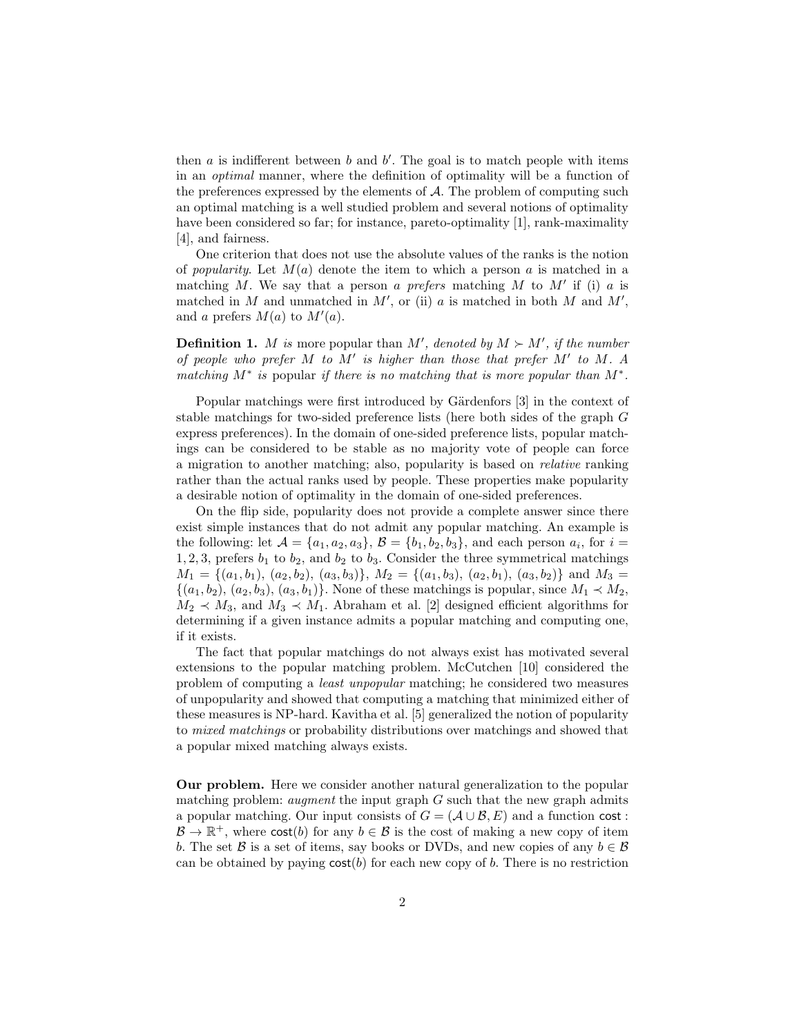then $a$ is indifferent between $b$ and $b'$. The goal is to match people with items in an *optimal* manner, where the definition of optimality will be a function of the preferences expressed by the elements of $\mathcal{A}$. The problem of computing such an optimal matching is a well studied problem and several notions of optimality have been considered so far; for instance, pareto-optimality [1], rank-maximality [4], and fairness.

One criterion that does not use the absolute values of the ranks is the notion of *popularity*. Let $M(a)$ denote the item to which a person $a$ is matched in a matching $M$. We say that a person $a$ *prefers* matching $M$ to $M'$ if (i) $a$ is matched in $M$ and unmatched in $M'$, or (ii) $a$ is matched in both $M$ and $M'$, and $a$ prefers $M(a)$ to $M'(a)$.

**Definition 1.** *$M$ is* **more popular** *than $M'$, denoted by $M \succ M'$, if the number of people who prefer $M$ to $M'$ is higher than those that prefer $M'$ to $M$. A matching $M^*$ is* **popular** *if there is no matching that is more popular than $M^*$.*

Popular matchings were first introduced by Gärdenfors [3] in the context of stable matchings for two-sided preference lists (here both sides of the graph $G$ express preferences). In the domain of one-sided preference lists, popular matchings can be considered to be stable as no majority vote of people can force a migration to another matching; also, popularity is based on *relative* ranking rather than the actual ranks used by people. These properties make popularity a desirable notion of optimality in the domain of one-sided preferences.

On the flip side, popularity does not provide a complete answer since there exist simple instances that do not admit any popular matching. An example is the following: let $\mathcal{A} = \{a_1, a_2, a_3\}$, $\mathcal{B} = \{b_1, b_2, b_3\}$, and each person $a_i$, for $i = 1, 2, 3$, prefers $b_1$ to $b_2$, and $b_2$ to $b_3$. Consider the three symmetrical matchings $M_1 = \{(a_1, b_1), (a_2, b_2), (a_3, b_3)\}$, $M_2 = \{(a_1, b_3), (a_2, b_1), (a_3, b_2)\}$ and $M_3 = \{(a_1, b_2), (a_2, b_3), (a_3, b_1)\}$. None of these matchings is popular, since $M_1 \prec M_2$, $M_2 \prec M_3$, and $M_3 \prec M_1$. Abraham et al. [2] designed efficient algorithms for determining if a given instance admits a popular matching and computing one, if it exists.

The fact that popular matchings do not always exist has motivated several extensions to the popular matching problem. McCutchen [10] considered the problem of computing a *least unpopular* matching; he considered two measures of unpopularity and showed that computing a matching that minimized either of these measures is NP-hard. Kavitha et al. [5] generalized the notion of popularity to *mixed matchings* or probability distributions over matchings and showed that a popular mixed matching always exists.

**Our problem.** Here we consider another natural generalization to the popular matching problem: *augment* the input graph $G$ such that the new graph admits a popular matching. Our input consists of $G = (\mathcal{A} \cup \mathcal{B}, E)$ and a function $\mathsf{cost} : \mathcal{B} \to \mathbb{R}^+$, where $\mathsf{cost}(b)$ for any $b \in \mathcal{B}$ is the cost of making a new copy of item $b$. The set $\mathcal{B}$ is a set of items, say books or DVDs, and new copies of any $b \in \mathcal{B}$ can be obtained by paying $\mathsf{cost}(b)$ for each new copy of $b$. There is no restriction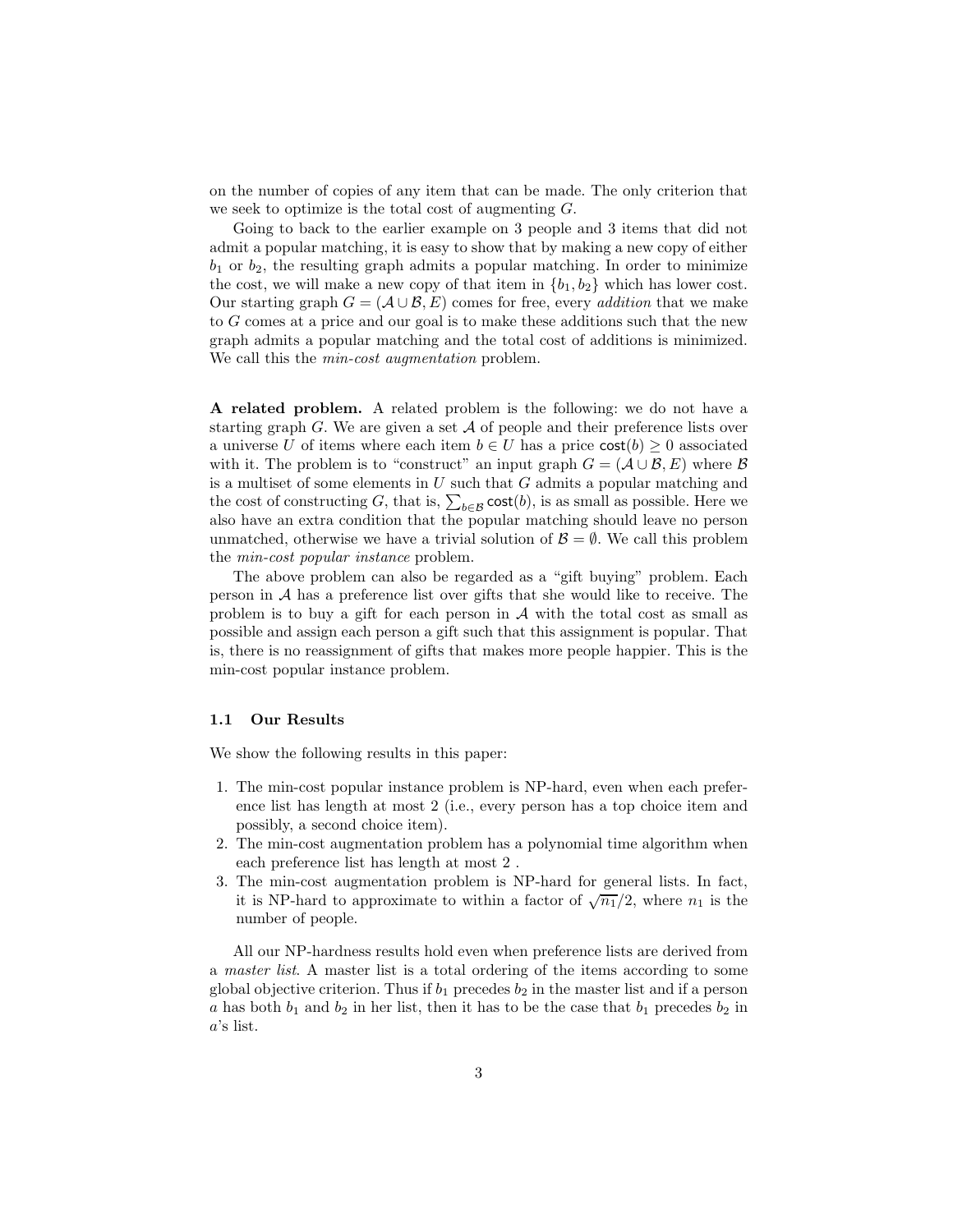on the number of copies of any item that can be made. The only criterion that we seek to optimize is the total cost of augmenting $G$.

Going to back to the earlier example on 3 people and 3 items that did not admit a popular matching, it is easy to show that by making a new copy of either $b_1$ or $b_2$, the resulting graph admits a popular matching. In order to minimize the cost, we will make a new copy of that item in $\{b_1, b_2\}$ which has lower cost. Our starting graph $G = (\mathcal{A} \cup \mathcal{B}, E)$ comes for free, every *addition* that we make to $G$ comes at a price and our goal is to make these additions such that the new graph admits a popular matching and the total cost of additions is minimized. We call this the *min-cost augmentation* problem.

**A related problem.** A related problem is the following: we do not have a starting graph $G$. We are given a set $\mathcal{A}$ of people and their preference lists over a universe $U$ of items where each item $b \in U$ has a price $\mathsf{cost}(b) \geq 0$ associated with it. The problem is to "construct" an input graph $G = (\mathcal{A} \cup \mathcal{B}, E)$ where $\mathcal{B}$ is a multiset of some elements in $U$ such that $G$ admits a popular matching and the cost of constructing $G$, that is, $\sum_{b \in \mathcal{B}} \mathsf{cost}(b)$, is as small as possible. Here we also have an extra condition that the popular matching should leave no person unmatched, otherwise we have a trivial solution of $\mathcal{B} = \emptyset$. We call this problem the *min-cost popular instance* problem.

The above problem can also be regarded as a "gift buying" problem. Each person in $\mathcal{A}$ has a preference list over gifts that she would like to receive. The problem is to buy a gift for each person in $\mathcal{A}$ with the total cost as small as possible and assign each person a gift such that this assignment is popular. That is, there is no reassignment of gifts that makes more people happier. This is the min-cost popular instance problem.

### 1.1 Our Results

We show the following results in this paper:

1. The min-cost popular instance problem is NP-hard, even when each preference list has length at most 2 (i.e., every person has a top choice item and possibly, a second choice item).
2. The min-cost augmentation problem has a polynomial time algorithm when each preference list has length at most 2 .
3. The min-cost augmentation problem is NP-hard for general lists. In fact, it is NP-hard to approximate to within a factor of $\sqrt{n_1}/2$, where $n_1$ is the number of people.

All our NP-hardness results hold even when preference lists are derived from a *master list*. A master list is a total ordering of the items according to some global objective criterion. Thus if $b_1$ precedes $b_2$ in the master list and if a person $a$ has both $b_1$ and $b_2$ in her list, then it has to be the case that $b_1$ precedes $b_2$ in $a$'s list.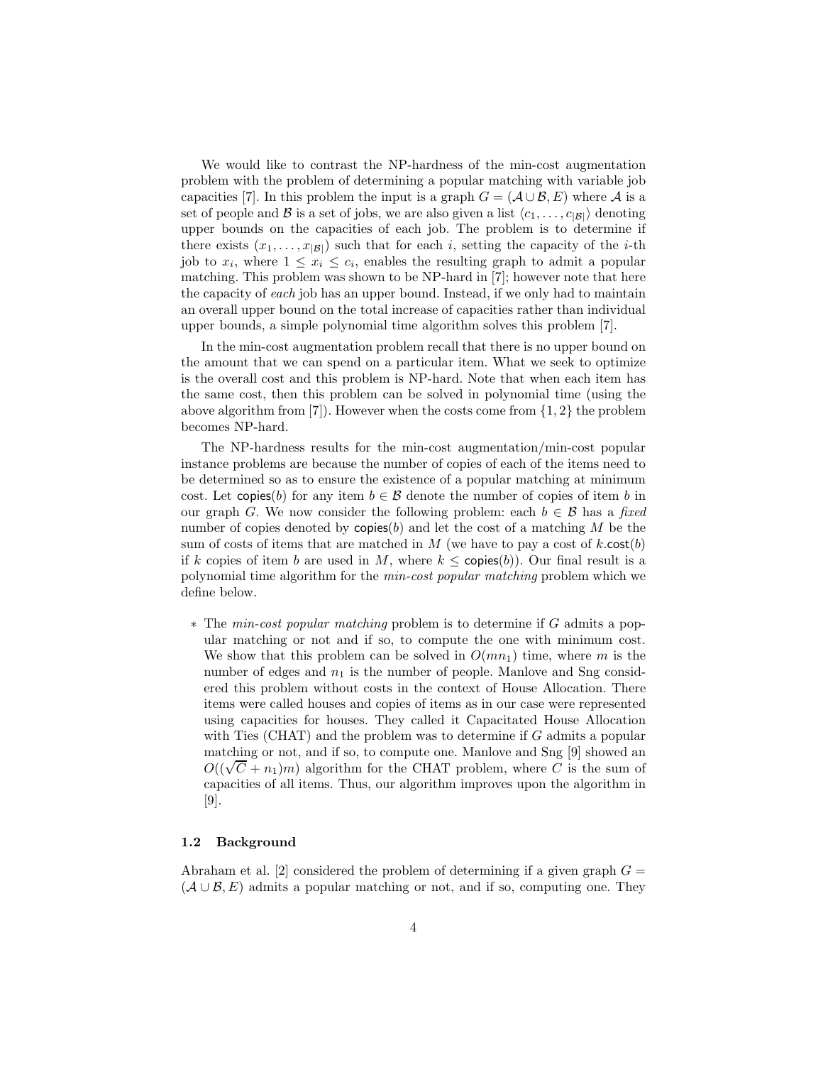We would like to contrast the NP-hardness of the min-cost augmentation problem with the problem of determining a popular matching with variable job capacities [7]. In this problem the input is a graph $G = (\mathcal{A} \cup \mathcal{B}, E)$ where $\mathcal{A}$ is a set of people and $\mathcal{B}$ is a set of jobs, we are also given a list $\langle c_1, \ldots, c_{|\mathcal{B}|} \rangle$ denoting upper bounds on the capacities of each job. The problem is to determine if there exists $(x_1, \ldots, x_{|\mathcal{B}|})$ such that for each $i$, setting the capacity of the $i$-th job to $x_i$, where $1 \leq x_i \leq c_i$, enables the resulting graph to admit a popular matching. This problem was shown to be NP-hard in [7]; however note that here the capacity of *each* job has an upper bound. Instead, if we only had to maintain an overall upper bound on the total increase of capacities rather than individual upper bounds, a simple polynomial time algorithm solves this problem [7].

In the min-cost augmentation problem recall that there is no upper bound on the amount that we can spend on a particular item. What we seek to optimize is the overall cost and this problem is NP-hard. Note that when each item has the same cost, then this problem can be solved in polynomial time (using the above algorithm from [7]). However when the costs come from $\{1, 2\}$ the problem becomes NP-hard.

The NP-hardness results for the min-cost augmentation/min-cost popular instance problems are because the number of copies of each of the items need to be determined so as to ensure the existence of a popular matching at minimum cost. Let $\mathsf{copies}(b)$ for any item $b \in \mathcal{B}$ denote the number of copies of item $b$ in our graph $G$. We now consider the following problem: each $b \in \mathcal{B}$ has a *fixed* number of copies denoted by $\mathsf{copies}(b)$ and let the cost of a matching $M$ be the sum of costs of items that are matched in $M$ (we have to pay a cost of $k.\mathsf{cost}(b)$ if $k$ copies of item $b$ are used in $M$, where $k \leq \mathsf{copies}(b)$). Our final result is a polynomial time algorithm for the *min-cost popular matching* problem which we define below.

* The *min-cost popular matching* problem is to determine if $G$ admits a popular matching or not and if so, to compute the one with minimum cost. We show that this problem can be solved in $O(mn_1)$ time, where $m$ is the number of edges and $n_1$ is the number of people. Manlove and Sng considered this problem without costs in the context of House Allocation. There items were called houses and copies of items as in our case were represented using capacities for houses. They called it Capacitated House Allocation with Ties (CHAT) and the problem was to determine if $G$ admits a popular matching or not, and if so, to compute one. Manlove and Sng [9] showed an $O((\sqrt{C} + n_1)m)$ algorithm for the CHAT problem, where $C$ is the sum of capacities of all items. Thus, our algorithm improves upon the algorithm in [9].

### 1.2 Background

Abraham et al. [2] considered the problem of determining if a given graph $G = (\mathcal{A} \cup \mathcal{B}, E)$ admits a popular matching or not, and if so, computing one. They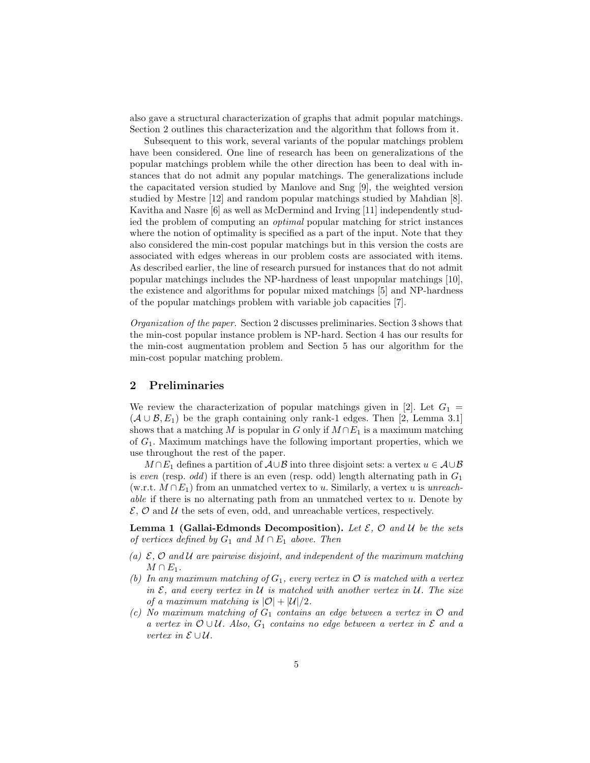also gave a structural characterization of graphs that admit popular matchings. Section 2 outlines this characterization and the algorithm that follows from it.

Subsequent to this work, several variants of the popular matchings problem have been considered. One line of research has been on generalizations of the popular matchings problem while the other direction has been to deal with instances that do not admit any popular matchings. The generalizations include the capacitated version studied by Manlove and Sng [9], the weighted version studied by Mestre [12] and random popular matchings studied by Mahdian [8]. Kavitha and Nasre [6] as well as McDermind and Irving [11] independently studied the problem of computing an *optimal* popular matching for strict instances where the notion of optimality is specified as a part of the input. Note that they also considered the min-cost popular matchings but in this version the costs are associated with edges whereas in our problem costs are associated with items. As described earlier, the line of research pursued for instances that do not admit popular matchings includes the NP-hardness of least unpopular matchings [10], the existence and algorithms for popular mixed matchings [5] and NP-hardness of the popular matchings problem with variable job capacities [7].

*Organization of the paper.* Section 2 discusses preliminaries. Section 3 shows that the min-cost popular instance problem is NP-hard. Section 4 has our results for the min-cost augmentation problem and Section 5 has our algorithm for the min-cost popular matching problem.

## 2 Preliminaries

We review the characterization of popular matchings given in [2]. Let $G_1 = (\mathcal{A} \cup \mathcal{B}, E_1)$ be the graph containing only rank-1 edges. Then [2, Lemma 3.1] shows that a matching $M$ is popular in $G$ only if $M \cap E_1$ is a maximum matching of $G_1$. Maximum matchings have the following important properties, which we use throughout the rest of the paper.

$M \cap E_1$ defines a partition of $\mathcal{A} \cup \mathcal{B}$ into three disjoint sets: a vertex $u \in \mathcal{A} \cup \mathcal{B}$ is *even* (resp. *odd*) if there is an even (resp. odd) length alternating path in $G_1$ (w.r.t. $M \cap E_1$) from an unmatched vertex to $u$. Similarly, a vertex $u$ is *unreachable* if there is no alternating path from an unmatched vertex to $u$. Denote by $\mathcal{E}$, $\mathcal{O}$ and $\mathcal{U}$ the sets of even, odd, and unreachable vertices, respectively.

**Lemma 1 (Gallai-Edmonds Decomposition).** *Let $\mathcal{E}$, $\mathcal{O}$ and $\mathcal{U}$ be the sets of vertices defined by $G_1$ and $M \cap E_1$ above. Then*

*(a) $\mathcal{E}$, $\mathcal{O}$ and $\mathcal{U}$ are pairwise disjoint, and independent of the maximum matching $M \cap E_1$.*
*(b) In any maximum matching of $G_1$, every vertex in $\mathcal{O}$ is matched with a vertex in $\mathcal{E}$, and every vertex in $\mathcal{U}$ is matched with another vertex in $\mathcal{U}$. The size of a maximum matching is $|\mathcal{O}| + |\mathcal{U}|/2$.*
*(c) No maximum matching of $G_1$ contains an edge between a vertex in $\mathcal{O}$ and a vertex in $\mathcal{O} \cup \mathcal{U}$. Also, $G_1$ contains no edge between a vertex in $\mathcal{E}$ and a vertex in $\mathcal{E} \cup \mathcal{U}$.*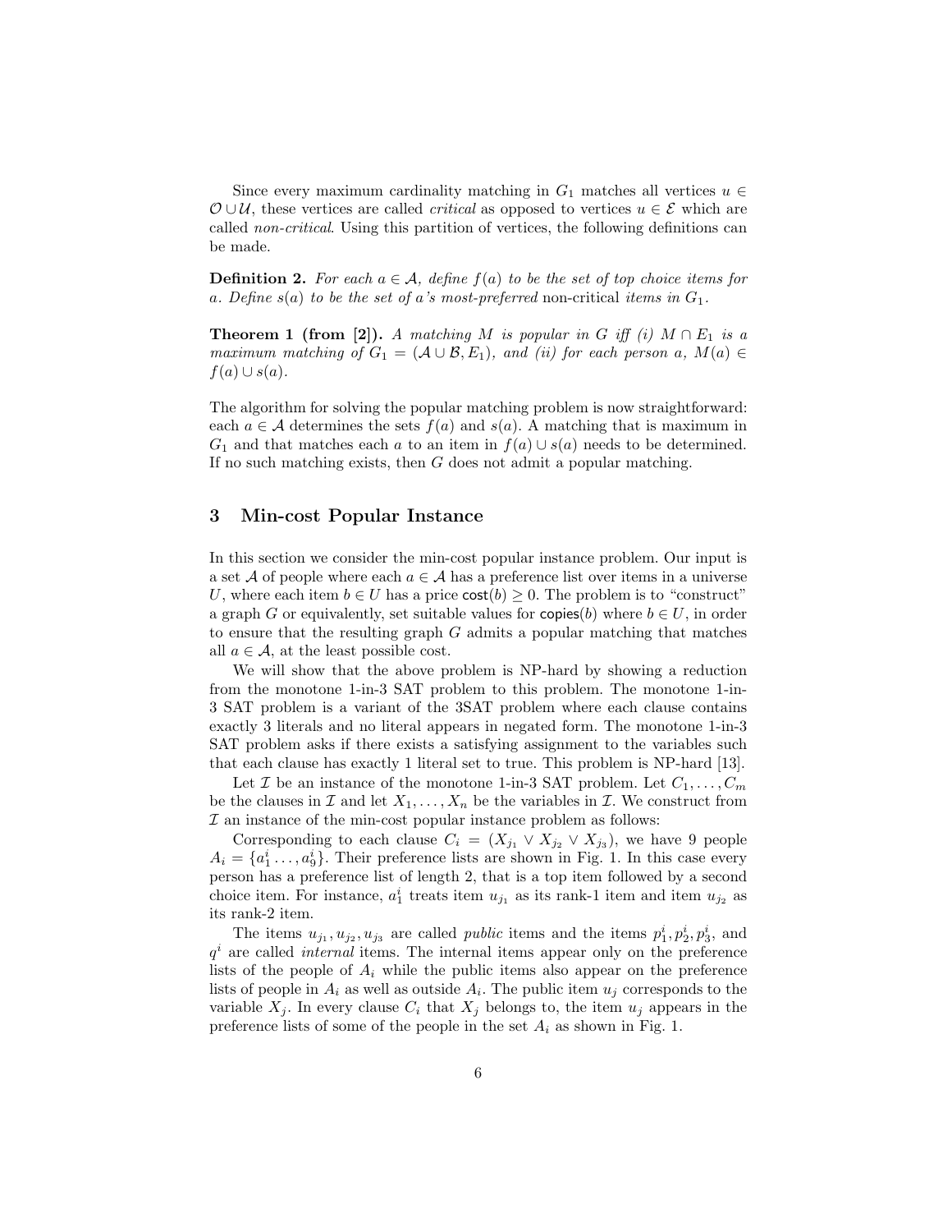Since every maximum cardinality matching in $G_1$ matches all vertices $u \in \mathcal{O} \cup \mathcal{U}$, these vertices are called *critical* as opposed to vertices $u \in \mathcal{E}$ which are called *non-critical*. Using this partition of vertices, the following definitions can be made.

**Definition 2.** *For each $a \in \mathcal{A}$, define $f(a)$ to be the set of top choice items for $a$. Define $s(a)$ to be the set of $a$'s most-preferred* non-critical *items in $G_1$.*

**Theorem 1 (from [2]).** *A matching $M$ is popular in $G$ iff (i) $M \cap E_1$ is a maximum matching of $G_1 = (\mathcal{A} \cup \mathcal{B}, E_1)$, and (ii) for each person $a$, $M(a) \in f(a) \cup s(a)$.*

The algorithm for solving the popular matching problem is now straightforward: each $a \in \mathcal{A}$ determines the sets $f(a)$ and $s(a)$. A matching that is maximum in $G_1$ and that matches each $a$ to an item in $f(a) \cup s(a)$ needs to be determined. If no such matching exists, then $G$ does not admit a popular matching.

## 3 Min-cost Popular Instance

In this section we consider the min-cost popular instance problem. Our input is a set $\mathcal{A}$ of people where each $a \in \mathcal{A}$ has a preference list over items in a universe $U$, where each item $b \in U$ has a price $\mathsf{cost}(b) \geq 0$. The problem is to "construct" a graph $G$ or equivalently, set suitable values for $\mathsf{copies}(b)$ where $b \in U$, in order to ensure that the resulting graph $G$ admits a popular matching that matches all $a \in \mathcal{A}$, at the least possible cost.

We will show that the above problem is NP-hard by showing a reduction from the monotone 1-in-3 SAT problem to this problem. The monotone 1-in-3 SAT problem is a variant of the 3SAT problem where each clause contains exactly 3 literals and no literal appears in negated form. The monotone 1-in-3 SAT problem asks if there exists a satisfying assignment to the variables such that each clause has exactly 1 literal set to true. This problem is NP-hard [13].

Let $\mathcal{I}$ be an instance of the monotone 1-in-3 SAT problem. Let $C_1, \ldots, C_m$ be the clauses in $\mathcal{I}$ and let $X_1, \ldots, X_n$ be the variables in $\mathcal{I}$. We construct from $\mathcal{I}$ an instance of the min-cost popular instance problem as follows:

Corresponding to each clause $C_i = (X_{j_1} \vee X_{j_2} \vee X_{j_3})$, we have 9 people $A_i = \{a^i_1 \ldots, a^i_9\}$. Their preference lists are shown in Fig. 1. In this case every person has a preference list of length 2, that is a top item followed by a second choice item. For instance, $a^i_1$ treats item $u_{j_1}$ as its rank-1 item and item $u_{j_2}$ as its rank-2 item.

The items $u_{j_1}, u_{j_2}, u_{j_3}$ are called *public* items and the items $p^i_1, p^i_2, p^i_3$, and $q^i$ are called *internal* items. The internal items appear only on the preference lists of the people of $A_i$ while the public items also appear on the preference lists of people in $A_i$ as well as outside $A_i$. The public item $u_j$ corresponds to the variable $X_j$. In every clause $C_i$ that $X_j$ belongs to, the item $u_j$ appears in the preference lists of some of the people in the set $A_i$ as shown in Fig. 1.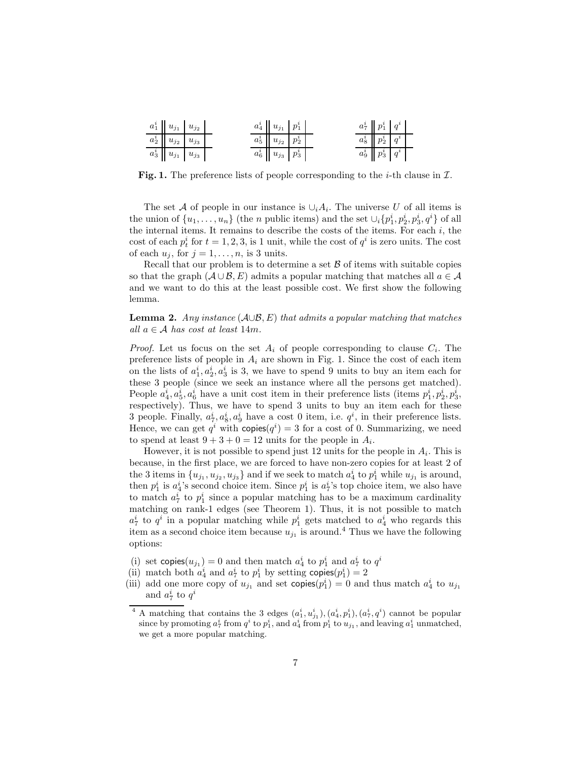| $a_1^i$ | $u_{j_1}$ | $u_{j_2}$ |
|---|---|---|
| $a_2^i$ | $u_{j_2}$ | $u_{j_3}$ |
| $a_3^i$ | $u_{j_1}$ | $u_{j_3}$ |

| $a_4^i$ | $u_{j_1}$ | $p_1^i$ |
|---|---|---|
| $a_5^i$ | $u_{j_2}$ | $p_2^i$ |
| $a_6^i$ | $u_{j_3}$ | $p_3^i$ |

| $a_7^i$ | $p_1^i$ | $q^i$ |
|---|---|---|
| $a_8^i$ | $p_2^i$ | $q^i$ |
| $a_9^i$ | $p_3^i$ | $q^i$ |

**Fig. 1.** The preference lists of people corresponding to the $i$-th clause in $\mathcal{I}$.

The set $\mathcal{A}$ of people in our instance is $\cup_i A_i$. The universe $U$ of all items is the union of $\{u_1, \ldots, u_n\}$ (the $n$ public items) and the set $\cup_i \{p_1^i, p_2^i, p_3^i, q^i\}$ of all the internal items. It remains to describe the costs of the items. For each $i$, the cost of each $p_t^i$ for $t = 1, 2, 3$, is 1 unit, while the cost of $q^i$ is zero units. The cost of each $u_j$, for $j = 1, \ldots, n$, is 3 units.

Recall that our problem is to determine a set $\mathcal{B}$ of items with suitable copies so that the graph $(\mathcal{A} \cup \mathcal{B}, E)$ admits a popular matching that matches all $a \in \mathcal{A}$ and we want to do this at the least possible cost. We first show the following lemma.

**Lemma 2.** *Any instance $(\mathcal{A} \cup \mathcal{B}, E)$ that admits a popular matching that matches all $a \in \mathcal{A}$ has cost at least $14m$.*

*Proof.* Let us focus on the set $A_i$ of people corresponding to clause $C_i$. The preference lists of people in $A_i$ are shown in Fig. 1. Since the cost of each item on the lists of $a_1^i, a_2^i, a_3^i$ is 3, we have to spend 9 units to buy an item each for these 3 people (since we seek an instance where all the persons get matched). People $a_4^i, a_5^i, a_6^i$ have a unit cost item in their preference lists (items $p_1^i, p_2^i, p_3^i$, respectively). Thus, we have to spend 3 units to buy an item each for these 3 people. Finally, $a_7^i, a_8^i, a_9^i$ have a cost 0 item, i.e. $q^i$, in their preference lists. Hence, we can get $q^i$ with $\mathsf{copies}(q^i) = 3$ for a cost of 0. Summarizing, we need to spend at least $9 + 3 + 0 = 12$ units for the people in $A_i$.

However, it is not possible to spend just 12 units for the people in $A_i$. This is because, in the first place, we are forced to have non-zero copies for at least 2 of the 3 items in $\{u_{j_1}, u_{j_2}, u_{j_3}\}$ and if we seek to match $a_4^i$ to $p_1^i$ while $u_{j_1}$ is around, then $p_1^i$ is $a_4^i$'s second choice item. Since $p_1^i$ is $a_7^i$'s top choice item, we also have to match $a_7^i$ to $p_1^i$ since a popular matching has to be a maximum cardinality matching on rank-1 edges (see Theorem 1). Thus, it is not possible to match $a_7^i$ to $q^i$ in a popular matching while $p_1^i$ gets matched to $a_4^i$ who regards this item as a second choice item because $u_{j_1}$ is around.[4] Thus we have the following options:

(i) set $\mathsf{copies}(u_{j_1}) = 0$ and then match $a_4^i$ to $p_1^i$ and $a_7^i$ to $q^i$

(ii) match both $a_4^i$ and $a_7^i$ to $p_1^i$ by setting $\mathsf{copies}(p_1^i) = 2$

(iii) add one more copy of $u_{j_1}$ and set $\mathsf{copies}(p_1^i) = 0$ and thus match $a_4^i$ to $u_{j_1}$ and $a_7^i$ to $q^i$

[4] A matching that contains the 3 edges $(a_1^i, u_{j_1}^i), (a_4^i, p_1^i), (a_7^i, q^i)$ cannot be popular since by promoting $a_7^i$ from $q^i$ to $p_1^i$, and $a_4^i$ from $p_1^i$ to $u_{j_1}$, and leaving $a_1^i$ unmatched, we get a more popular matching.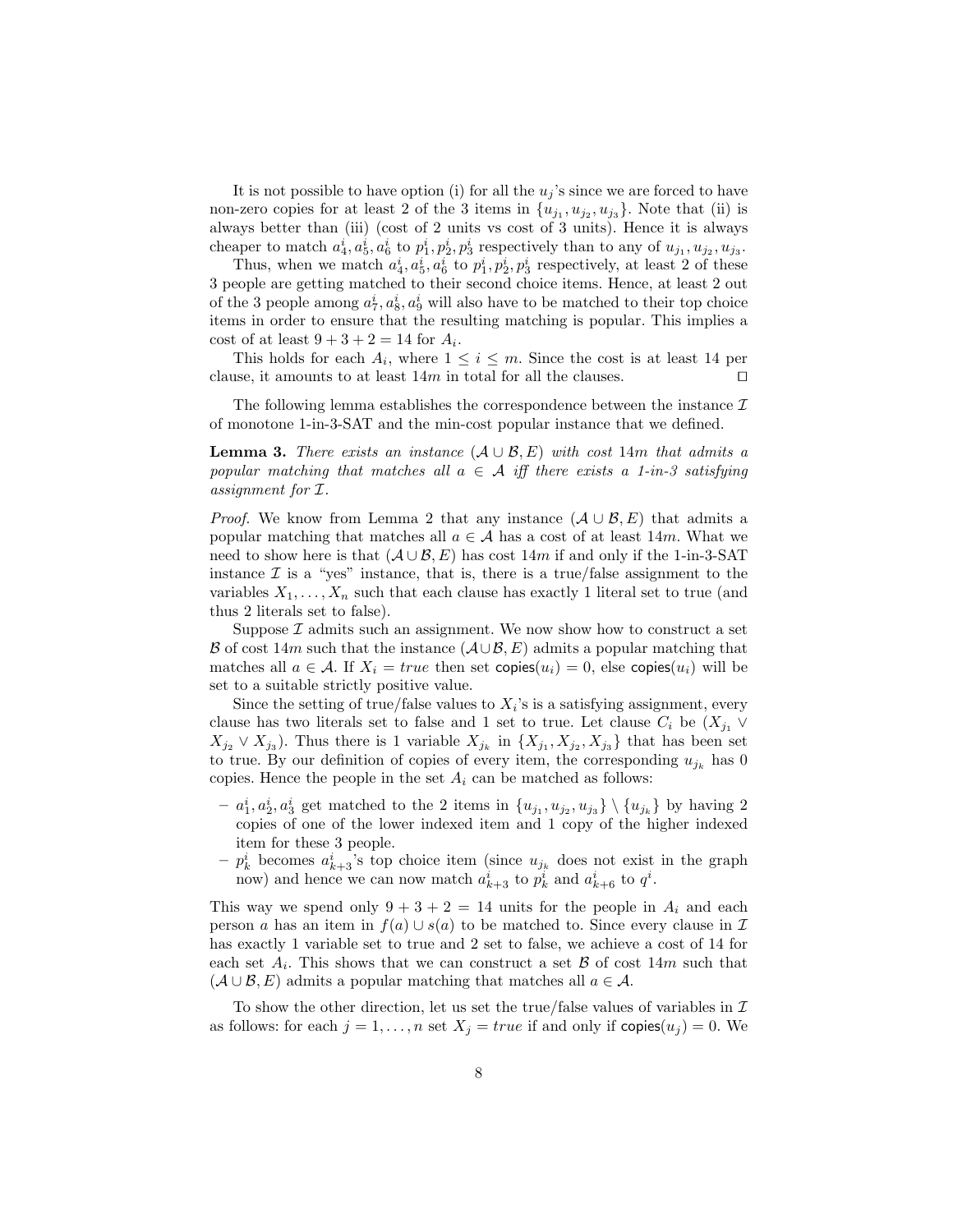It is not possible to have option (i) for all the $u_j$'s since we are forced to have non-zero copies for at least 2 of the 3 items in $\{u_{j_1}, u_{j_2}, u_{j_3}\}$. Note that (ii) is always better than (iii) (cost of 2 units vs cost of 3 units). Hence it is always cheaper to match $a^i_4, a^i_5, a^i_6$ to $p^i_1, p^i_2, p^i_3$ respectively than to any of $u_{j_1}, u_{j_2}, u_{j_3}$.

Thus, when we match $a^i_4, a^i_5, a^i_6$ to $p^i_1, p^i_2, p^i_3$ respectively, at least 2 of these 3 people are getting matched to their second choice items. Hence, at least 2 out of the 3 people among $a^i_7, a^i_8, a^i_9$ will also have to be matched to their top choice items in order to ensure that the resulting matching is popular. This implies a cost of at least $9 + 3 + 2 = 14$ for $A_i$.

This holds for each $A_i$, where $1 \leq i \leq m$. Since the cost is at least 14 per clause, it amounts to at least $14m$ in total for all the clauses. ◻

The following lemma establishes the correspondence between the instance $\mathcal{I}$ of monotone 1-in-3-SAT and the min-cost popular instance that we defined.

**Lemma 3.** *There exists an instance $(\mathcal{A} \cup \mathcal{B}, E)$ with cost $14m$ that admits a popular matching that matches all $a \in \mathcal{A}$ iff there exists a 1-in-3 satisfying assignment for $\mathcal{I}$.*

*Proof.* We know from Lemma 2 that any instance $(\mathcal{A} \cup \mathcal{B}, E)$ that admits a popular matching that matches all $a \in \mathcal{A}$ has a cost of at least $14m$. What we need to show here is that $(\mathcal{A} \cup \mathcal{B}, E)$ has cost $14m$ if and only if the 1-in-3-SAT instance $\mathcal{I}$ is a "yes" instance, that is, there is a true/false assignment to the variables $X_1, \ldots, X_n$ such that each clause has exactly 1 literal set to true (and thus 2 literals set to false).

Suppose $\mathcal{I}$ admits such an assignment. We now show how to construct a set $\mathcal{B}$ of cost $14m$ such that the instance $(\mathcal{A} \cup \mathcal{B}, E)$ admits a popular matching that matches all $a \in \mathcal{A}$. If $X_i = true$ then set $\mathsf{copies}(u_i) = 0$, else $\mathsf{copies}(u_i)$ will be set to a suitable strictly positive value.

Since the setting of true/false values to $X_i$'s is a satisfying assignment, every clause has two literals set to false and 1 set to true. Let clause $C_i$ be $(X_{j_1} \vee X_{j_2} \vee X_{j_3})$. Thus there is 1 variable $X_{j_k}$ in $\{X_{j_1}, X_{j_2}, X_{j_3}\}$ that has been set to true. By our definition of copies of every item, the corresponding $u_{j_k}$ has 0 copies. Hence the people in the set $A_i$ can be matched as follows:

- $a^i_1, a^i_2, a^i_3$ get matched to the 2 items in $\{u_{j_1}, u_{j_2}, u_{j_3}\} \setminus \{u_{j_k}\}$ by having 2 copies of one of the lower indexed item and 1 copy of the higher indexed item for these 3 people.
- $p^i_k$ becomes $a^i_{k+3}$'s top choice item (since $u_{j_k}$ does not exist in the graph now) and hence we can now match $a^i_{k+3}$ to $p^i_k$ and $a^i_{k+6}$ to $q^i$.

This way we spend only $9 + 3 + 2 = 14$ units for the people in $A_i$ and each person $a$ has an item in $f(a) \cup s(a)$ to be matched to. Since every clause in $\mathcal{I}$ has exactly 1 variable set to true and 2 set to false, we achieve a cost of 14 for each set $A_i$. This shows that we can construct a set $\mathcal{B}$ of cost $14m$ such that $(\mathcal{A} \cup \mathcal{B}, E)$ admits a popular matching that matches all $a \in \mathcal{A}$.

To show the other direction, let us set the true/false values of variables in $\mathcal{I}$ as follows: for each $j = 1, \ldots, n$ set $X_j = true$ if and only if $\mathsf{copies}(u_j) = 0$. We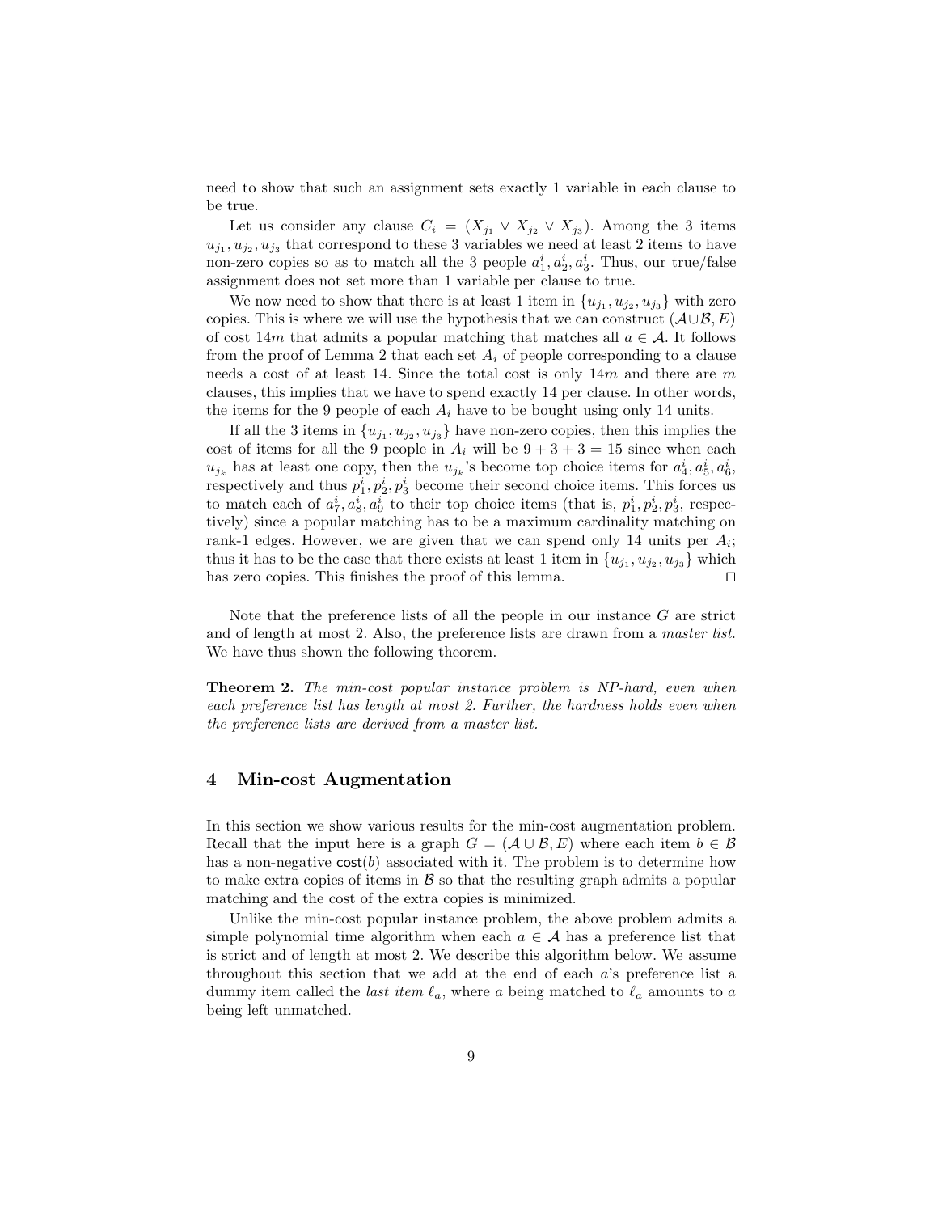need to show that such an assignment sets exactly 1 variable in each clause to be true.

Let us consider any clause $C_i = (X_{j_1} \vee X_{j_2} \vee X_{j_3})$. Among the 3 items $u_{j_1}, u_{j_2}, u_{j_3}$ that correspond to these 3 variables we need at least 2 items to have non-zero copies so as to match all the 3 people $a^i_1, a^i_2, a^i_3$. Thus, our true/false assignment does not set more than 1 variable per clause to true.

We now need to show that there is at least 1 item in $\{u_{j_1}, u_{j_2}, u_{j_3}\}$ with zero copies. This is where we will use the hypothesis that we can construct $(\mathcal{A} \cup \mathcal{B}, E)$ of cost $14m$ that admits a popular matching that matches all $a \in \mathcal{A}$. It follows from the proof of Lemma 2 that each set $A_i$ of people corresponding to a clause needs a cost of at least 14. Since the total cost is only $14m$ and there are $m$ clauses, this implies that we have to spend exactly 14 per clause. In other words, the items for the 9 people of each $A_i$ have to be bought using only 14 units.

If all the 3 items in $\{u_{j_1}, u_{j_2}, u_{j_3}\}$ have non-zero copies, then this implies the cost of items for all the 9 people in $A_i$ will be $9 + 3 + 3 = 15$ since when each $u_{j_k}$ has at least one copy, then the $u_{j_k}$'s become top choice items for $a^i_4, a^i_5, a^i_6$, respectively and thus $p^i_1, p^i_2, p^i_3$ become their second choice items. This forces us to match each of $a^i_7, a^i_8, a^i_9$ to their top choice items (that is, $p^i_1, p^i_2, p^i_3$, respectively) since a popular matching has to be a maximum cardinality matching on rank-1 edges. However, we are given that we can spend only 14 units per $A_i$; thus it has to be the case that there exists at least 1 item in $\{u_{j_1}, u_{j_2}, u_{j_3}\}$ which has zero copies. This finishes the proof of this lemma. ◻

Note that the preference lists of all the people in our instance $G$ are strict and of length at most 2. Also, the preference lists are drawn from a *master list*. We have thus shown the following theorem.

**Theorem 2.** *The min-cost popular instance problem is NP-hard, even when each preference list has length at most 2. Further, the hardness holds even when the preference lists are derived from a master list.*

## 4 Min-cost Augmentation

In this section we show various results for the min-cost augmentation problem. Recall that the input here is a graph $G = (\mathcal{A} \cup \mathcal{B}, E)$ where each item $b \in \mathcal{B}$ has a non-negative $\mathsf{cost}(b)$ associated with it. The problem is to determine how to make extra copies of items in $\mathcal{B}$ so that the resulting graph admits a popular matching and the cost of the extra copies is minimized.

Unlike the min-cost popular instance problem, the above problem admits a simple polynomial time algorithm when each $a \in \mathcal{A}$ has a preference list that is strict and of length at most 2. We describe this algorithm below. We assume throughout this section that we add at the end of each $a$'s preference list a dummy item called the *last item* $\ell_a$, where $a$ being matched to $\ell_a$ amounts to $a$ being left unmatched.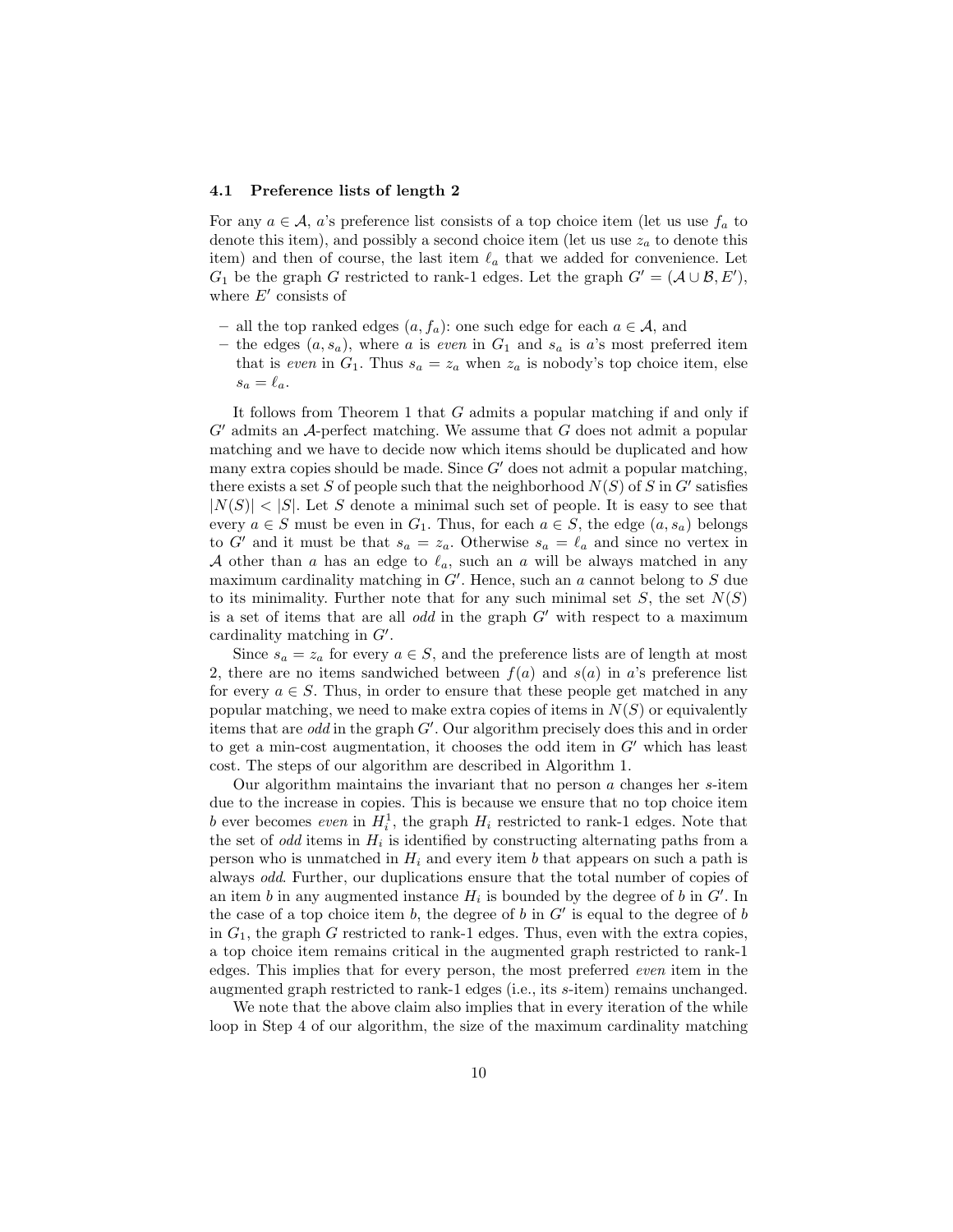### 4.1 Preference lists of length 2

For any $a \in \mathcal{A}$, $a$'s preference list consists of a top choice item (let us use $f_a$ to denote this item), and possibly a second choice item (let us use $z_a$ to denote this item) and then of course, the last item $\ell_a$ that we added for convenience. Let $G_1$ be the graph $G$ restricted to rank-1 edges. Let the graph $G' = (\mathcal{A} \cup \mathcal{B}, E')$, where $E'$ consists of

- all the top ranked edges $(a, f_a)$: one such edge for each $a \in \mathcal{A}$, and
- the edges $(a, s_a)$, where $a$ is *even* in $G_1$ and $s_a$ is $a$'s most preferred item that is *even* in $G_1$. Thus $s_a = z_a$ when $z_a$ is nobody's top choice item, else $s_a = \ell_a$.

It follows from Theorem 1 that $G$ admits a popular matching if and only if $G'$ admits an $\mathcal{A}$-perfect matching. We assume that $G$ does not admit a popular matching and we have to decide now which items should be duplicated and how many extra copies should be made. Since $G'$ does not admit a popular matching, there exists a set $S$ of people such that the neighborhood $N(S)$ of $S$ in $G'$ satisfies $|N(S)| < |S|$. Let $S$ denote a minimal such set of people. It is easy to see that every $a \in S$ must be even in $G_1$. Thus, for each $a \in S$, the edge $(a, s_a)$ belongs to $G'$ and it must be that $s_a = z_a$. Otherwise $s_a = \ell_a$ and since no vertex in $\mathcal{A}$ other than $a$ has an edge to $\ell_a$, such an $a$ will be always matched in any maximum cardinality matching in $G'$. Hence, such an $a$ cannot belong to $S$ due to its minimality. Further note that for any such minimal set $S$, the set $N(S)$ is a set of items that are all *odd* in the graph $G'$ with respect to a maximum cardinality matching in $G'$.

Since $s_a = z_a$ for every $a \in S$, and the preference lists are of length at most 2, there are no items sandwiched between $f(a)$ and $s(a)$ in $a$'s preference list for every $a \in S$. Thus, in order to ensure that these people get matched in any popular matching, we need to make extra copies of items in $N(S)$ or equivalently items that are *odd* in the graph $G'$. Our algorithm precisely does this and in order to get a min-cost augmentation, it chooses the odd item in $G'$ which has least cost. The steps of our algorithm are described in Algorithm 1.

Our algorithm maintains the invariant that no person $a$ changes her $s$-item due to the increase in copies. This is because we ensure that no top choice item $b$ ever becomes *even* in $H_i^1$, the graph $H_i$ restricted to rank-1 edges. Note that the set of *odd* items in $H_i$ is identified by constructing alternating paths from a person who is unmatched in $H_i$ and every item $b$ that appears on such a path is always *odd*. Further, our duplications ensure that the total number of copies of an item $b$ in any augmented instance $H_i$ is bounded by the degree of $b$ in $G'$. In the case of a top choice item $b$, the degree of $b$ in $G'$ is equal to the degree of $b$ in $G_1$, the graph $G$ restricted to rank-1 edges. Thus, even with the extra copies, a top choice item remains critical in the augmented graph restricted to rank-1 edges. This implies that for every person, the most preferred *even* item in the augmented graph restricted to rank-1 edges (i.e., its $s$-item) remains unchanged.

We note that the above claim also implies that in every iteration of the while loop in Step 4 of our algorithm, the size of the maximum cardinality matching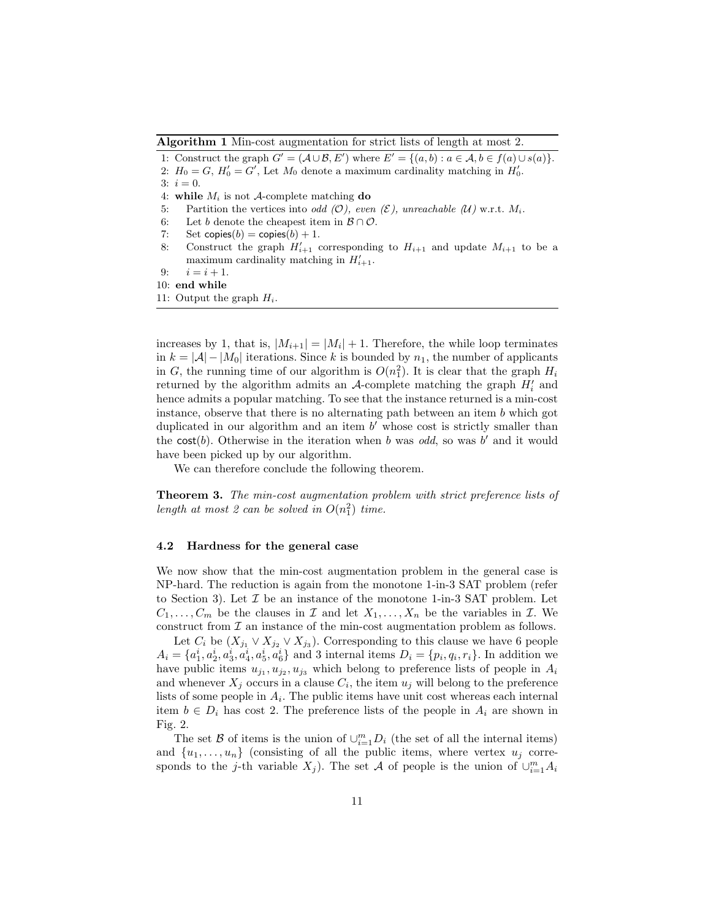**Algorithm 1** Min-cost augmentation for strict lists of length at most 2.

```
1: Construct the graph G' = (A ∪ B, E') where E' = {(a, b) : a ∈ A, b ∈ f(a) ∪ s(a)}.
2: H_0 = G, H'_0 = G', Let M_0 denote a maximum cardinality matching in H'_0.
3: i = 0.
4: while M_i is not A-complete matching do
5:     Partition the vertices into odd (O), even (E), unreachable (U) w.r.t. M_i.
6:     Let b denote the cheapest item in B ∩ O.
7:     Set copies(b) = copies(b) + 1.
8:     Construct the graph H'_{i+1} corresponding to H_{i+1} and update M_{i+1} to be a
       maximum cardinality matching in H'_{i+1}.
9:     i = i + 1.
10: end while
11: Output the graph H_i.
```

increases by 1, that is, $|M_{i+1}| = |M_i| + 1$. Therefore, the while loop terminates in $k = |\mathcal{A}| - |M_0|$ iterations. Since $k$ is bounded by $n_1$, the number of applicants in $G$, the running time of our algorithm is $O(n_1^2)$. It is clear that the graph $H_i$ returned by the algorithm admits an $\mathcal{A}$-complete matching the graph $H'_i$ and hence admits a popular matching. To see that the instance returned is a min-cost instance, observe that there is no alternating path between an item $b$ which got duplicated in our algorithm and an item $b'$ whose cost is strictly smaller than the $\mathsf{cost}(b)$. Otherwise in the iteration when $b$ was *odd*, so was $b'$ and it would have been picked up by our algorithm.

We can therefore conclude the following theorem.

**Theorem 3.** *The min-cost augmentation problem with strict preference lists of length at most 2 can be solved in $O(n_1^2)$ time.*

### 4.2 Hardness for the general case

We now show that the min-cost augmentation problem in the general case is NP-hard. The reduction is again from the monotone 1-in-3 SAT problem (refer to Section 3). Let $\mathcal{I}$ be an instance of the monotone 1-in-3 SAT problem. Let $C_1, \ldots, C_m$ be the clauses in $\mathcal{I}$ and let $X_1, \ldots, X_n$ be the variables in $\mathcal{I}$. We construct from $\mathcal{I}$ an instance of the min-cost augmentation problem as follows.

Let $C_i$ be $(X_{j_1} \vee X_{j_2} \vee X_{j_3})$. Corresponding to this clause we have 6 people $A_i = \{a_1^i, a_2^i, a_3^i, a_4^i, a_5^i, a_6^i\}$ and 3 internal items $D_i = \{p_i, q_i, r_i\}$. In addition we have public items $u_{j_1}, u_{j_2}, u_{j_3}$ which belong to preference lists of people in $A_i$ and whenever $X_j$ occurs in a clause $C_i$, the item $u_j$ will belong to the preference lists of some people in $A_i$. The public items have unit cost whereas each internal item $b \in D_i$ has cost 2. The preference lists of the people in $A_i$ are shown in Fig. 2.

The set $\mathcal{B}$ of items is the union of $\cup_{i=1}^m D_i$ (the set of all the internal items) and $\{u_1, \ldots, u_n\}$ (consisting of all the public items, where vertex $u_j$ corresponds to the $j$-th variable $X_j$). The set $\mathcal{A}$ of people is the union of $\cup_{i=1}^m A_i$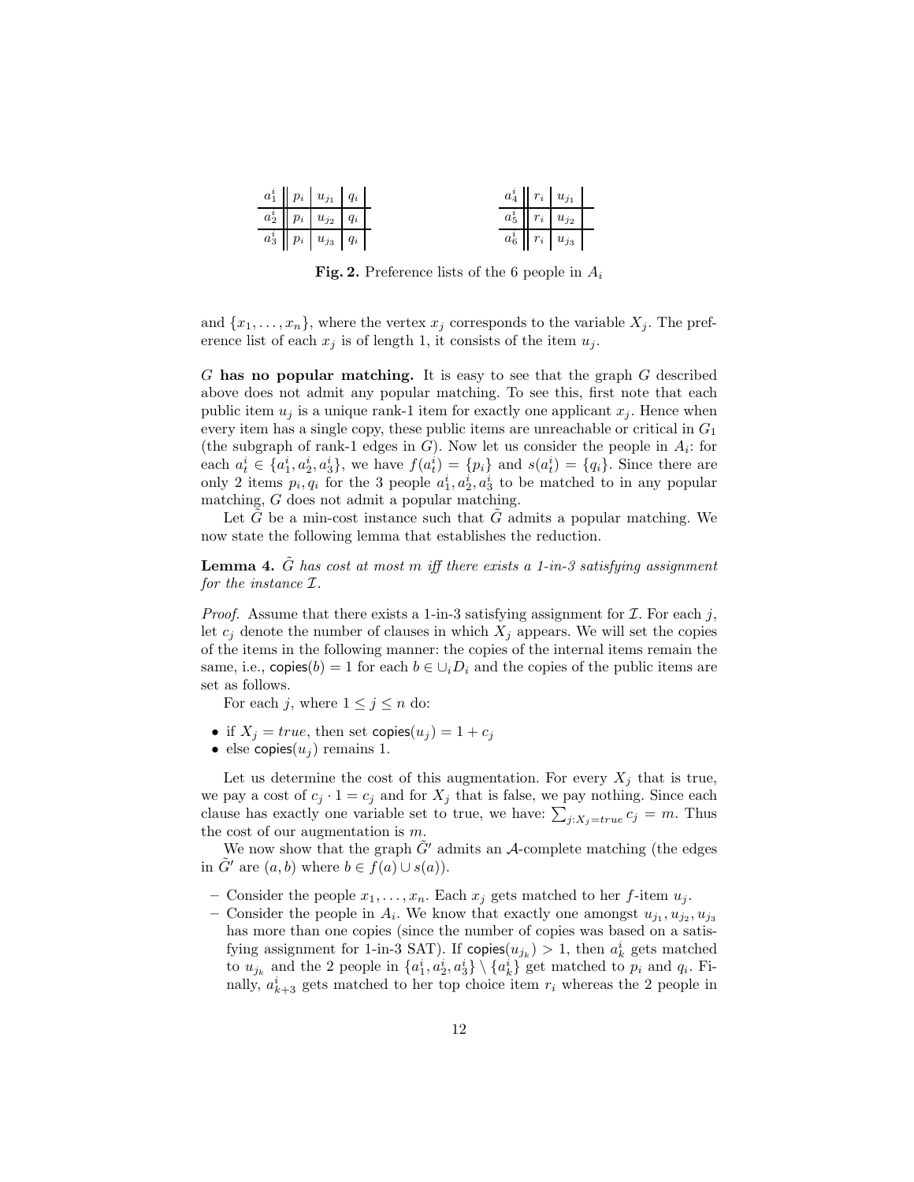| | | | |
|---|---|---|---|
| $a_1^i$ | $p_i$ | $u_{j_1}$ | $q_i$ |
| $a_2^i$ | $p_i$ | $u_{j_2}$ | $q_i$ |
| $a_3^i$ | $p_i$ | $u_{j_3}$ | $q_i$ |

| | | |
|---|---|---|
| $a_4^i$ | $r_i$ | $u_{j_1}$ |
| $a_5^i$ | $r_i$ | $u_{j_2}$ |
| $a_6^i$ | $r_i$ | $u_{j_3}$ |

**Fig. 2.** Preference lists of the 6 people in $A_i$

and $\{x_1, \ldots, x_n\}$, where the vertex $x_j$ corresponds to the variable $X_j$. The preference list of each $x_j$ is of length 1, it consists of the item $u_j$.

**$G$ has no popular matching.** It is easy to see that the graph $G$ described above does not admit any popular matching. To see this, first note that each public item $u_j$ is a unique rank-1 item for exactly one applicant $x_j$. Hence when every item has a single copy, these public items are unreachable or critical in $G_1$ (the subgraph of rank-1 edges in $G$). Now let us consider the people in $A_i$: for each $a_t^i \in \{a_1^i, a_2^i, a_3^i\}$, we have $f(a_t^i) = \{p_i\}$ and $s(a_t^i) = \{q_i\}$. Since there are only 2 items $p_i, q_i$ for the 3 people $a_1^i, a_2^i, a_3^i$ to be matched to in any popular matching, $G$ does not admit a popular matching.

Let $\tilde{G}$ be a min-cost instance such that $\tilde{G}$ admits a popular matching. We now state the following lemma that establishes the reduction.

**Lemma 4.** *$\tilde{G}$ has cost at most $m$ iff there exists a 1-in-3 satisfying assignment for the instance $\mathcal{I}$.*

*Proof.* Assume that there exists a 1-in-3 satisfying assignment for $\mathcal{I}$. For each $j$, let $c_j$ denote the number of clauses in which $X_j$ appears. We will set the copies of the items in the following manner: the copies of the internal items remain the same, i.e., $\mathsf{copies}(b) = 1$ for each $b \in \cup_i D_i$ and the copies of the public items are set as follows.

For each $j$, where $1 \leq j \leq n$ do:

- if $X_j = true$, then set $\mathsf{copies}(u_j) = 1 + c_j$
- else $\mathsf{copies}(u_j)$ remains 1.

Let us determine the cost of this augmentation. For every $X_j$ that is true, we pay a cost of $c_j \cdot 1 = c_j$ and for $X_j$ that is false, we pay nothing. Since each clause has exactly one variable set to true, we have: $\sum_{j:X_j=true} c_j = m$. Thus the cost of our augmentation is $m$.

We now show that the graph $\tilde{G}'$ admits an $\mathcal{A}$-complete matching (the edges in $\tilde{G}'$ are $(a, b)$ where $b \in f(a) \cup s(a)$).

- Consider the people $x_1, \ldots, x_n$. Each $x_j$ gets matched to her $f$-item $u_j$.
- Consider the people in $A_i$. We know that exactly one amongst $u_{j_1}, u_{j_2}, u_{j_3}$ has more than one copies (since the number of copies was based on a satisfying assignment for 1-in-3 SAT). If $\mathsf{copies}(u_{j_k}) > 1$, then $a_k^i$ gets matched to $u_{j_k}$ and the 2 people in $\{a_1^i, a_2^i, a_3^i\} \setminus \{a_k^i\}$ get matched to $p_i$ and $q_i$. Finally, $a_{k+3}^i$ gets matched to her top choice item $r_i$ whereas the 2 people in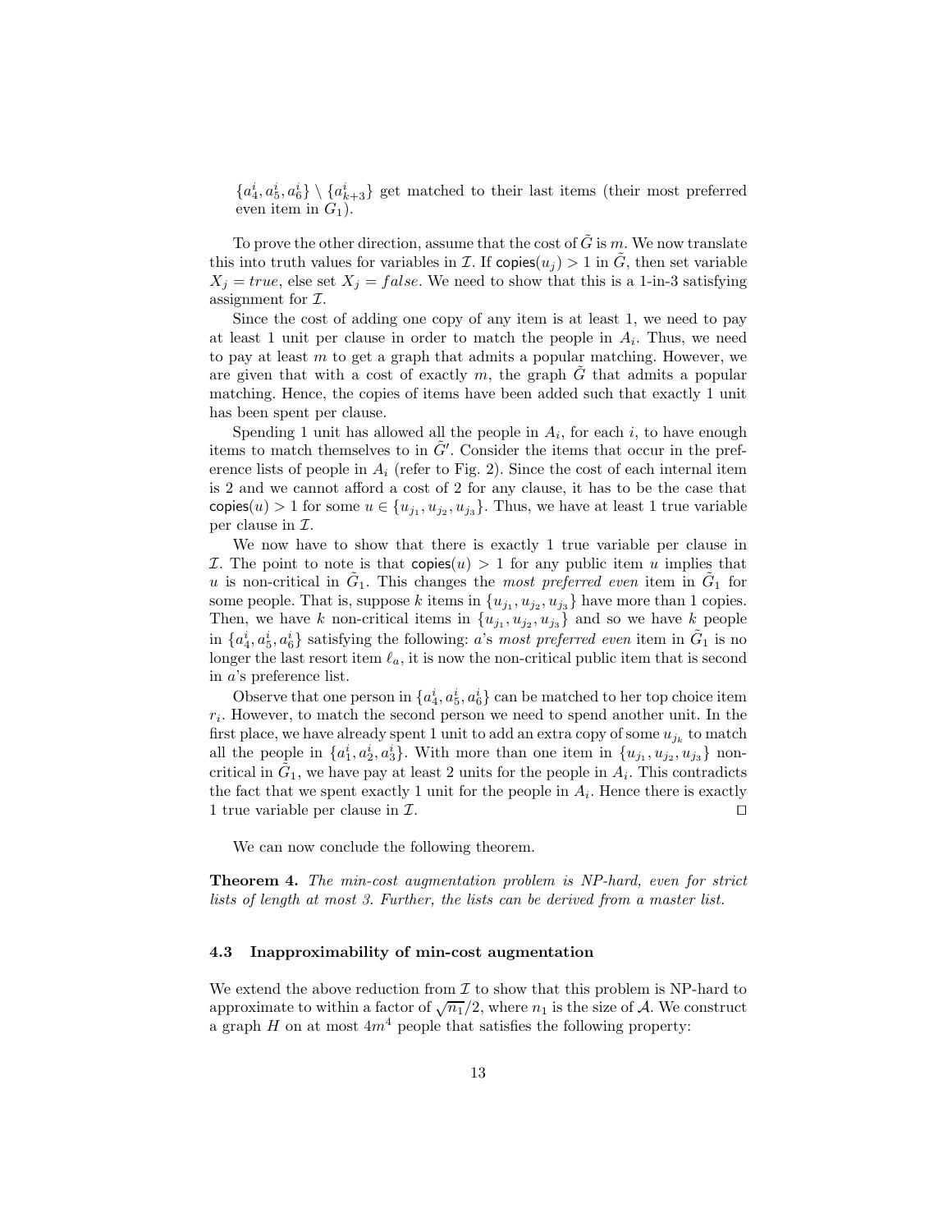$\{a^i_4, a^i_5, a^i_6\} \setminus \{a^i_{k+3}\}$ get matched to their last items (their most preferred even item in $G_1$).

To prove the other direction, assume that the cost of $\tilde{G}$ is $m$. We now translate this into truth values for variables in $\mathcal{I}$. If $\mathsf{copies}(u_j) > 1$ in $\tilde{G}$, then set variable $X_j = true$, else set $X_j = false$. We need to show that this is a 1-in-3 satisfying assignment for $\mathcal{I}$.

Since the cost of adding one copy of any item is at least 1, we need to pay at least 1 unit per clause in order to match the people in $A_i$. Thus, we need to pay at least $m$ to get a graph that admits a popular matching. However, we are given that with a cost of exactly $m$, the graph $\tilde{G}$ that admits a popular matching. Hence, the copies of items have been added such that exactly 1 unit has been spent per clause.

Spending 1 unit has allowed all the people in $A_i$, for each $i$, to have enough items to match themselves to in $\tilde{G}'$. Consider the items that occur in the preference lists of people in $A_i$ (refer to Fig. 2). Since the cost of each internal item is 2 and we cannot afford a cost of 2 for any clause, it has to be the case that $\mathsf{copies}(u) > 1$ for some $u \in \{u_{j_1}, u_{j_2}, u_{j_3}\}$. Thus, we have at least 1 true variable per clause in $\mathcal{I}$.

We now have to show that there is exactly 1 true variable per clause in $\mathcal{I}$. The point to note is that $\mathsf{copies}(u) > 1$ for any public item $u$ implies that $u$ is non-critical in $\tilde{G}_1$. This changes the *most preferred even* item in $\tilde{G}_1$ for some people. That is, suppose $k$ items in $\{u_{j_1}, u_{j_2}, u_{j_3}\}$ have more than 1 copies. Then, we have $k$ non-critical items in $\{u_{j_1}, u_{j_2}, u_{j_3}\}$ and so we have $k$ people in $\{a^i_4, a^i_5, a^i_6\}$ satisfying the following: $a$'s *most preferred even* item in $\tilde{G}_1$ is no longer the last resort item $\ell_a$, it is now the non-critical public item that is second in $a$'s preference list.

Observe that one person in $\{a^i_4, a^i_5, a^i_6\}$ can be matched to her top choice item $r_i$. However, to match the second person we need to spend another unit. In the first place, we have already spent 1 unit to add an extra copy of some $u_{j_k}$ to match all the people in $\{a^i_1, a^i_2, a^i_3\}$. With more than one item in $\{u_{j_1}, u_{j_2}, u_{j_3}\}$ non-critical in $\tilde{G}_1$, we have pay at least 2 units for the people in $A_i$. This contradicts the fact that we spent exactly 1 unit for the people in $A_i$. Hence there is exactly 1 true variable per clause in $\mathcal{I}$. ◻

We can now conclude the following theorem.

**Theorem 4.** *The min-cost augmentation problem is NP-hard, even for strict lists of length at most 3. Further, the lists can be derived from a master list.*

### 4.3 Inapproximability of min-cost augmentation

We extend the above reduction from $\mathcal{I}$ to show that this problem is NP-hard to approximate to within a factor of $\sqrt{n_1}/2$, where $n_1$ is the size of $\mathcal{A}$. We construct a graph $H$ on at most $4m^4$ people that satisfies the following property: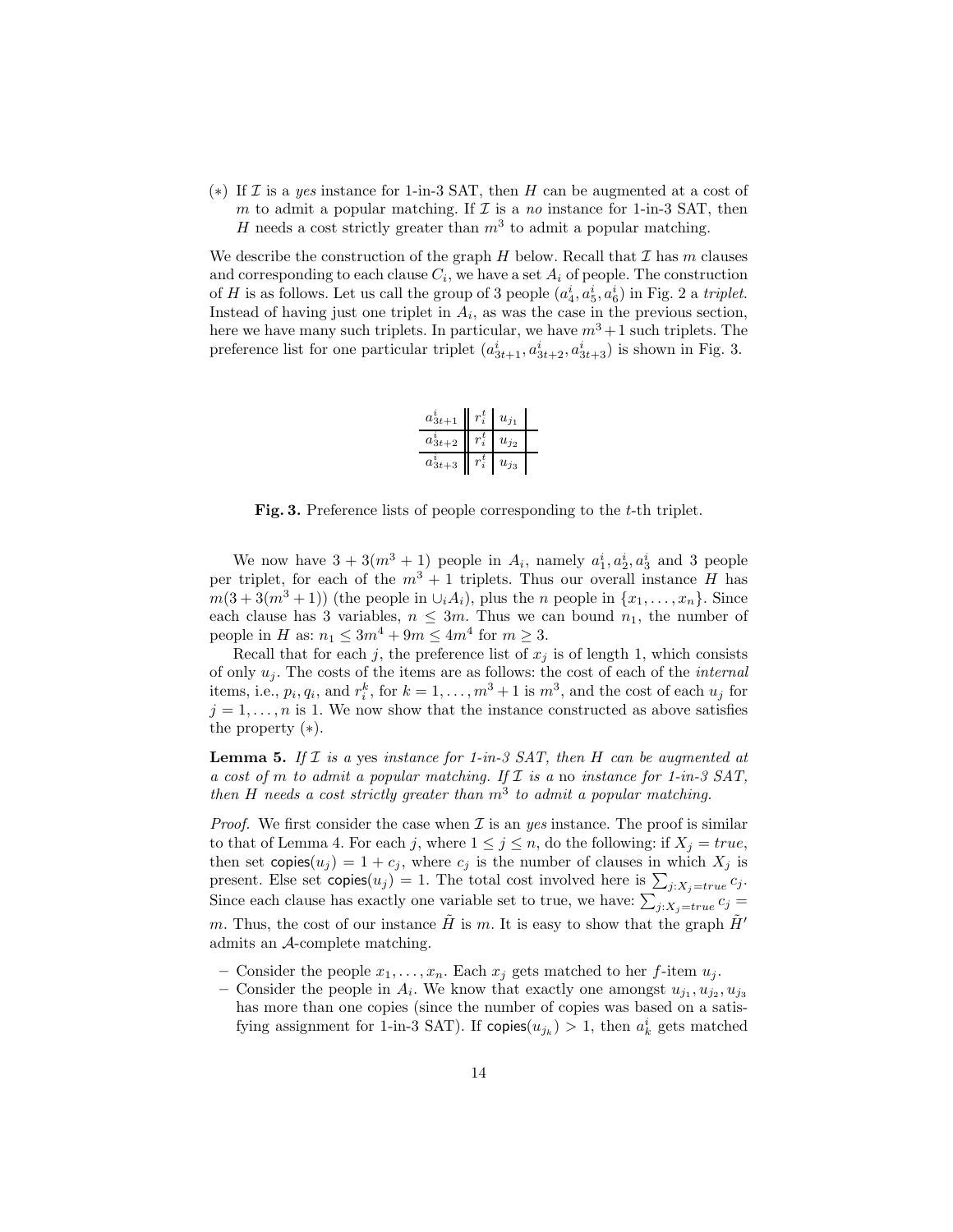(*) If $\mathcal{I}$ is a *yes* instance for 1-in-3 SAT, then $H$ can be augmented at a cost of $m$ to admit a popular matching. If $\mathcal{I}$ is a *no* instance for 1-in-3 SAT, then $H$ needs a cost strictly greater than $m^3$ to admit a popular matching.

We describe the construction of the graph $H$ below. Recall that $\mathcal{I}$ has $m$ clauses and corresponding to each clause $C_i$, we have a set $A_i$ of people. The construction of $H$ is as follows. Let us call the group of 3 people $(a_4^i, a_5^i, a_6^i)$ in Fig. 2 a *triplet*. Instead of having just one triplet in $A_i$, as was the case in the previous section, here we have many such triplets. In particular, we have $m^3+1$ such triplets. The preference list for one particular triplet $(a_{3t+1}^i, a_{3t+2}^i, a_{3t+3}^i)$ is shown in Fig. 3.

| | | |
|---|---|---|
| $a_{3t+1}^i$ | $r_i^t$ | $u_{j_1}$ |
| $a_{3t+2}^i$ | $r_i^t$ | $u_{j_2}$ |
| $a_{3t+3}^i$ | $r_i^t$ | $u_{j_3}$ |

**Fig. 3.** Preference lists of people corresponding to the $t$-th triplet.

We now have $3+3(m^3+1)$ people in $A_i$, namely $a_1^i, a_2^i, a_3^i$ and 3 people per triplet, for each of the $m^3+1$ triplets. Thus our overall instance $H$ has $m(3+3(m^3+1))$ (the people in $\cup_i A_i$), plus the $n$ people in $\{x_1, \ldots, x_n\}$. Since each clause has 3 variables, $n \le 3m$. Thus we can bound $n_1$, the number of people in $H$ as: $n_1 \le 3m^4 + 9m \le 4m^4$ for $m \ge 3$.

Recall that for each $j$, the preference list of $x_j$ is of length 1, which consists of only $u_j$. The costs of the items are as follows: the cost of each of the *internal* items, i.e., $p_i, q_i$, and $r_i^k$, for $k = 1, \ldots, m^3+1$ is $m^3$, and the cost of each $u_j$ for $j = 1, \ldots, n$ is 1. We now show that the instance constructed as above satisfies the property (*).

**Lemma 5.** *If $\mathcal{I}$ is a* yes *instance for 1-in-3 SAT, then $H$ can be augmented at a cost of $m$ to admit a popular matching. If $\mathcal{I}$ is a* no *instance for 1-in-3 SAT, then $H$ needs a cost strictly greater than $m^3$ to admit a popular matching.*

*Proof.* We first consider the case when $\mathcal{I}$ is an *yes* instance. The proof is similar to that of Lemma 4. For each $j$, where $1 \le j \le n$, do the following: if $X_j = true$, then set $\mathsf{copies}(u_j) = 1 + c_j$, where $c_j$ is the number of clauses in which $X_j$ is present. Else set $\mathsf{copies}(u_j) = 1$. The total cost involved here is $\sum_{j:X_j=true} c_j$. Since each clause has exactly one variable set to true, we have: $\sum_{j:X_j=true} c_j = m$. Thus, the cost of our instance $\tilde{H}$ is $m$. It is easy to show that the graph $\tilde{H}'$ admits an $\mathcal{A}$-complete matching.

- Consider the people $x_1, \ldots, x_n$. Each $x_j$ gets matched to her $f$-item $u_j$.
- Consider the people in $A_i$. We know that exactly one amongst $u_{j_1}, u_{j_2}, u_{j_3}$ has more than one copies (since the number of copies was based on a satisfying assignment for 1-in-3 SAT). If $\mathsf{copies}(u_{j_k}) > 1$, then $a_k^i$ gets matched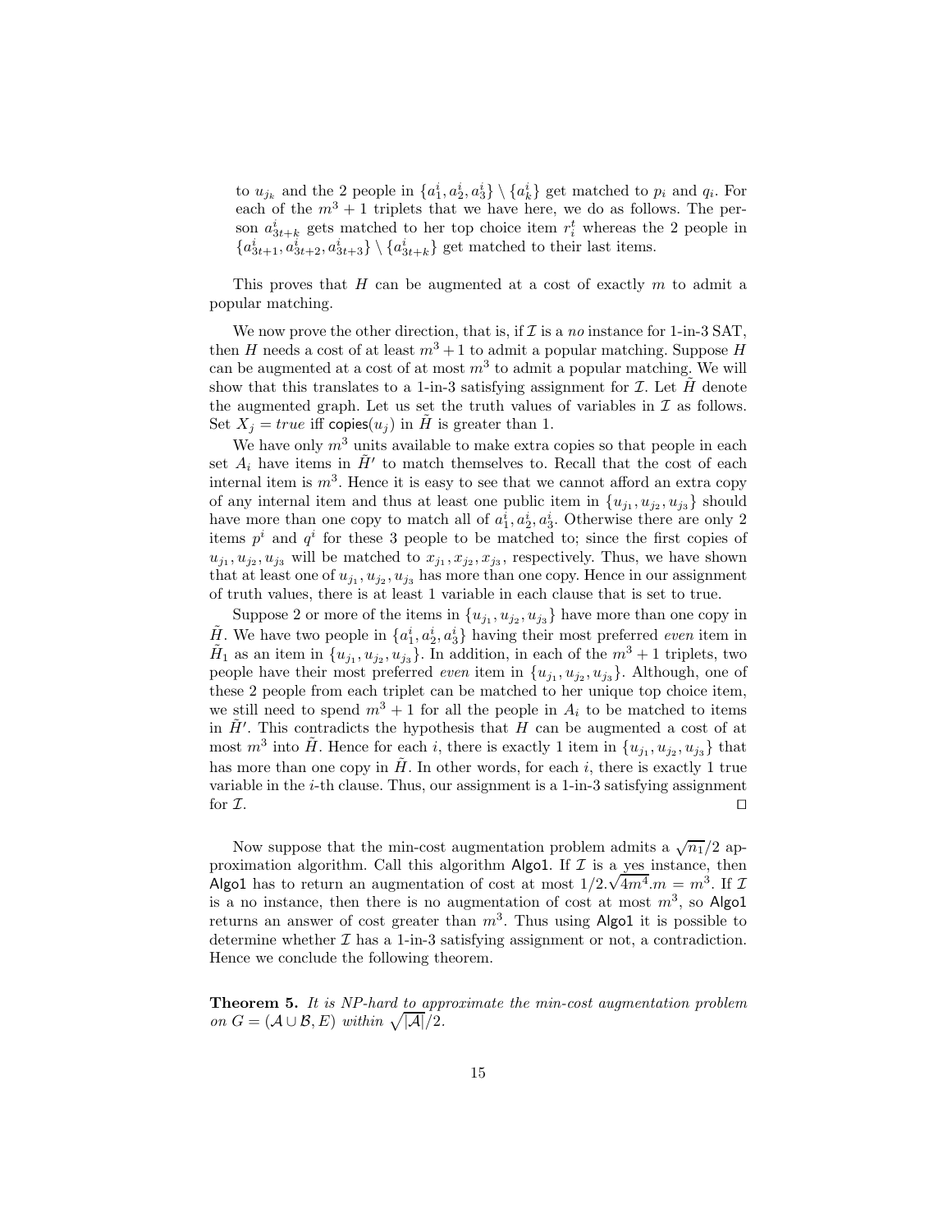to $u_{j_k}$ and the 2 people in $\{a^i_1, a^i_2, a^i_3\} \setminus \{a^i_k\}$ get matched to $p_i$ and $q_i$. For each of the $m^3 + 1$ triplets that we have here, we do as follows. The person $a^i_{3t+k}$ gets matched to her top choice item $r^t_i$ whereas the 2 people in $\{a^i_{3t+1}, a^i_{3t+2}, a^i_{3t+3}\} \setminus \{a^i_{3t+k}\}$ get matched to their last items.

This proves that $H$ can be augmented at a cost of exactly $m$ to admit a popular matching.

We now prove the other direction, that is, if $\mathcal{I}$ is a *no* instance for 1-in-3 SAT, then $H$ needs a cost of at least $m^3 + 1$ to admit a popular matching. Suppose $H$ can be augmented at a cost of at most $m^3$ to admit a popular matching. We will show that this translates to a 1-in-3 satisfying assignment for $\mathcal{I}$. Let $\tilde{H}$ denote the augmented graph. Let us set the truth values of variables in $\mathcal{I}$ as follows. Set $X_j = true$ iff $\mathsf{copies}(u_j)$ in $\tilde{H}$ is greater than 1.

We have only $m^3$ units available to make extra copies so that people in each set $A_i$ have items in $\tilde{H}'$ to match themselves to. Recall that the cost of each internal item is $m^3$. Hence it is easy to see that we cannot afford an extra copy of any internal item and thus at least one public item in $\{u_{j_1}, u_{j_2}, u_{j_3}\}$ should have more than one copy to match all of $a^i_1, a^i_2, a^i_3$. Otherwise there are only 2 items $p^i$ and $q^i$ for these 3 people to be matched to; since the first copies of $u_{j_1}, u_{j_2}, u_{j_3}$ will be matched to $x_{j_1}, x_{j_2}, x_{j_3}$, respectively. Thus, we have shown that at least one of $u_{j_1}, u_{j_2}, u_{j_3}$ has more than one copy. Hence in our assignment of truth values, there is at least 1 variable in each clause that is set to true.

Suppose 2 or more of the items in $\{u_{j_1}, u_{j_2}, u_{j_3}\}$ have more than one copy in $\tilde{H}$. We have two people in $\{a^i_1, a^i_2, a^i_3\}$ having their most preferred *even* item in $\tilde{H}_1$ as an item in $\{u_{j_1}, u_{j_2}, u_{j_3}\}$. In addition, in each of the $m^3 + 1$ triplets, two people have their most preferred *even* item in $\{u_{j_1}, u_{j_2}, u_{j_3}\}$. Although, one of these 2 people from each triplet can be matched to her unique top choice item, we still need to spend $m^3 + 1$ for all the people in $A_i$ to be matched to items in $\tilde{H}'$. This contradicts the hypothesis that $H$ can be augmented a cost of at most $m^3$ into $\tilde{H}$. Hence for each $i$, there is exactly 1 item in $\{u_{j_1}, u_{j_2}, u_{j_3}\}$ that has more than one copy in $\tilde{H}$. In other words, for each $i$, there is exactly 1 true variable in the $i$-th clause. Thus, our assignment is a 1-in-3 satisfying assignment for $\mathcal{I}$. $\square$

Now suppose that the min-cost augmentation problem admits a $\sqrt{n_1}/2$ approximation algorithm. Call this algorithm $\mathsf{Algo1}$. If $\mathcal{I}$ is a yes instance, then $\mathsf{Algo1}$ has to return an augmentation of cost at most $1/2.\sqrt{4m^4}.m = m^3$. If $\mathcal{I}$ is a no instance, then there is no augmentation of cost at most $m^3$, so $\mathsf{Algo1}$ returns an answer of cost greater than $m^3$. Thus using $\mathsf{Algo1}$ it is possible to determine whether $\mathcal{I}$ has a 1-in-3 satisfying assignment or not, a contradiction. Hence we conclude the following theorem.

**Theorem 5.** *It is NP-hard to approximate the min-cost augmentation problem on $G = (\mathcal{A} \cup \mathcal{B}, E)$ within $\sqrt{|\mathcal{A}|}/2$.*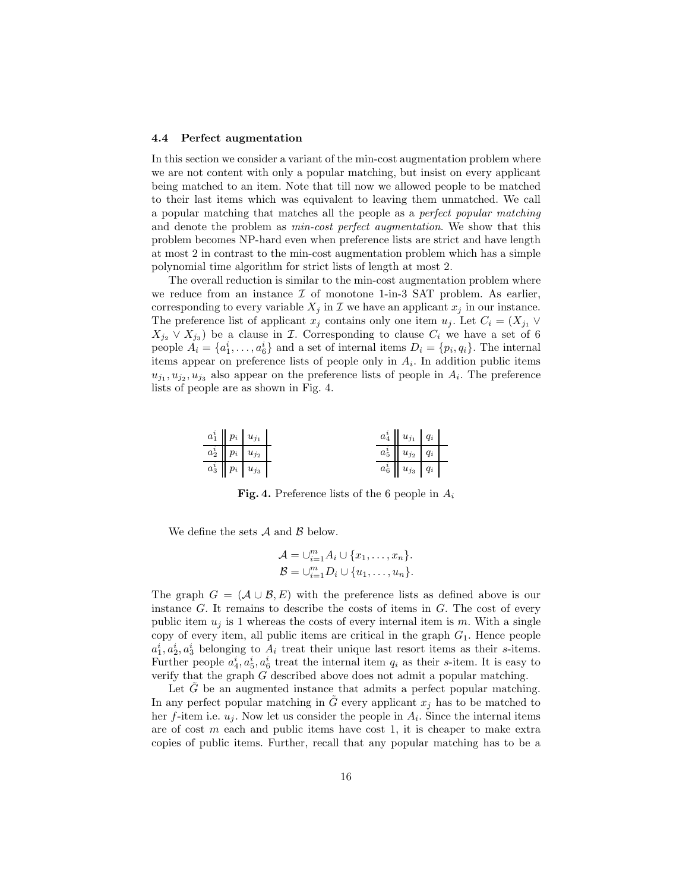### 4.4 Perfect augmentation

In this section we consider a variant of the min-cost augmentation problem where we are not content with only a popular matching, but insist on every applicant being matched to an item. Note that till now we allowed people to be matched to their last items which was equivalent to leaving them unmatched. We call a popular matching that matches all the people as a *perfect popular matching* and denote the problem as *min-cost perfect augmentation*. We show that this problem becomes NP-hard even when preference lists are strict and have length at most 2 in contrast to the min-cost augmentation problem which has a simple polynomial time algorithm for strict lists of length at most 2.

The overall reduction is similar to the min-cost augmentation problem where we reduce from an instance $\mathcal{I}$ of monotone 1-in-3 SAT problem. As earlier, corresponding to every variable $X_j$ in $\mathcal{I}$ we have an applicant $x_j$ in our instance. The preference list of applicant $x_j$ contains only one item $u_j$. Let $C_i = (X_{j_1} \vee X_{j_2} \vee X_{j_3})$ be a clause in $\mathcal{I}$. Corresponding to clause $C_i$ we have a set of 6 people $A_i = \{a_1^i, \ldots, a_6^i\}$ and a set of internal items $D_i = \{p_i, q_i\}$. The internal items appear on preference lists of people only in $A_i$. In addition public items $u_{j_1}, u_{j_2}, u_{j_3}$ also appear on the preference lists of people in $A_i$. The preference lists of people are as shown in Fig. 4.

| | | |
|---|---|---|
| $a_1^i$ | $p_i$ | $u_{j_1}$ |
| $a_2^i$ | $p_i$ | $u_{j_2}$ |
| $a_3^i$ | $p_i$ | $u_{j_3}$ |

| | | |
|---|---|---|
| $a_4^i$ | $u_{j_1}$ | $q_i$ |
| $a_5^i$ | $u_{j_2}$ | $q_i$ |
| $a_6^i$ | $u_{j_3}$ | $q_i$ |

**Fig. 4.** Preference lists of the 6 people in $A_i$

We define the sets $\mathcal{A}$ and $\mathcal{B}$ below.

$$\mathcal{A} = \cup_{i=1}^{m} A_i \cup \{x_1, \ldots, x_n\}.$$
$$\mathcal{B} = \cup_{i=1}^{m} D_i \cup \{u_1, \ldots, u_n\}.$$

The graph $G = (\mathcal{A} \cup \mathcal{B}, E)$ with the preference lists as defined above is our instance $G$. It remains to describe the costs of items in $G$. The cost of every public item $u_j$ is 1 whereas the costs of every internal item is $m$. With a single copy of every item, all public items are critical in the graph $G_1$. Hence people $a_1^i, a_2^i, a_3^i$ belonging to $A_i$ treat their unique last resort items as their $s$-items. Further people $a_4^i, a_5^i, a_6^i$ treat the internal item $q_i$ as their $s$-item. It is easy to verify that the graph $G$ described above does not admit a popular matching.

Let $\tilde{G}$ be an augmented instance that admits a perfect popular matching. In any perfect popular matching in $\tilde{G}$ every applicant $x_j$ has to be matched to her $f$-item i.e. $u_j$. Now let us consider the people in $A_i$. Since the internal items are of cost $m$ each and public items have cost 1, it is cheaper to make extra copies of public items. Further, recall that any popular matching has to be a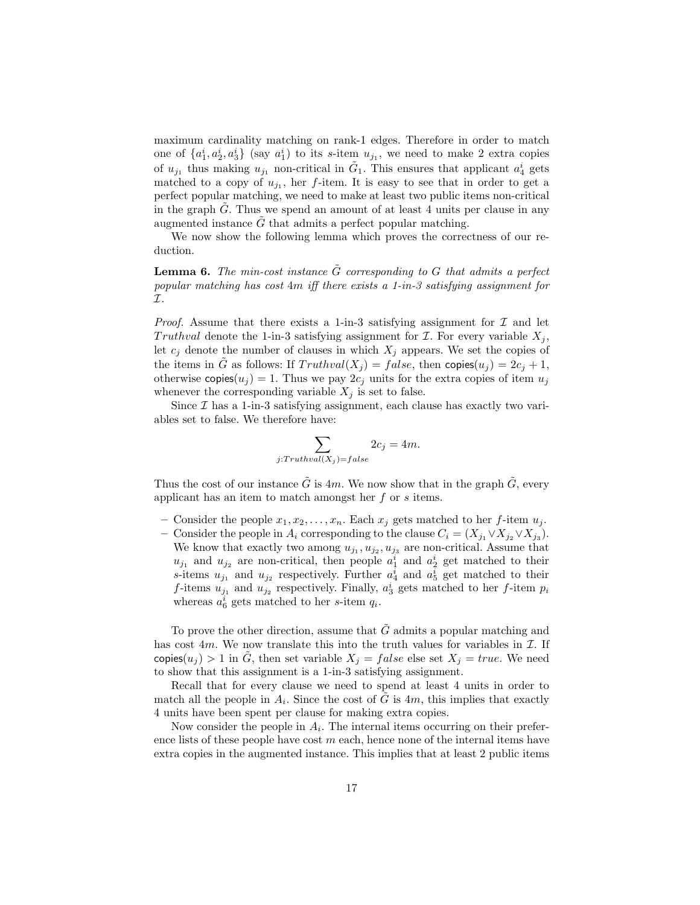maximum cardinality matching on rank-1 edges. Therefore in order to match one of $\{a_1^i, a_2^i, a_3^i\}$ (say $a_1^i$) to its $s$-item $u_{j_1}$, we need to make 2 extra copies of $u_{j_1}$ thus making $u_{j_1}$ non-critical in $\tilde{G}_1$. This ensures that applicant $a_4^i$ gets matched to a copy of $u_{j_1}$, her $f$-item. It is easy to see that in order to get a perfect popular matching, we need to make at least two public items non-critical in the graph $\tilde{G}$. Thus we spend an amount of at least 4 units per clause in any augmented instance $\tilde{G}$ that admits a perfect popular matching.

We now show the following lemma which proves the correctness of our reduction.

**Lemma 6.** *The min-cost instance $\tilde{G}$ corresponding to $G$ that admits a perfect popular matching has cost $4m$ iff there exists a 1-in-3 satisfying assignment for $\mathcal{I}$.*

*Proof.* Assume that there exists a 1-in-3 satisfying assignment for $\mathcal{I}$ and let $Truthval$ denote the 1-in-3 satisfying assignment for $\mathcal{I}$. For every variable $X_j$, let $c_j$ denote the number of clauses in which $X_j$ appears. We set the copies of the items in $\tilde{G}$ as follows: If $Truthval(X_j) = false$, then $\mathsf{copies}(u_j) = 2c_j + 1$, otherwise $\mathsf{copies}(u_j) = 1$. Thus we pay $2c_j$ units for the extra copies of item $u_j$ whenever the corresponding variable $X_j$ is set to false.

Since $\mathcal{I}$ has a 1-in-3 satisfying assignment, each clause has exactly two variables set to false. We therefore have:

$$\sum_{j:Truthval(X_j)=false} 2c_j = 4m.$$

Thus the cost of our instance $\tilde{G}$ is $4m$. We now show that in the graph $\tilde{G}$, every applicant has an item to match amongst her $f$ or $s$ items.

- Consider the people $x_1, x_2, \ldots, x_n$. Each $x_j$ gets matched to her $f$-item $u_j$.
- Consider the people in $A_i$ corresponding to the clause $C_i = (X_{j_1} \vee X_{j_2} \vee X_{j_3})$. We know that exactly two among $u_{j_1}, u_{j_2}, u_{j_3}$ are non-critical. Assume that $u_{j_1}$ and $u_{j_2}$ are non-critical, then people $a_1^i$ and $a_2^i$ get matched to their $s$-items $u_{j_1}$ and $u_{j_2}$ respectively. Further $a_4^i$ and $a_5^i$ get matched to their $f$-items $u_{j_1}$ and $u_{j_2}$ respectively. Finally, $a_3^i$ gets matched to her $f$-item $p_i$ whereas $a_6^i$ gets matched to her $s$-item $q_i$.

To prove the other direction, assume that $\tilde{G}$ admits a popular matching and has cost $4m$. We now translate this into the truth values for variables in $\mathcal{I}$. If $\mathsf{copies}(u_j) > 1$ in $\tilde{G}$, then set variable $X_j = false$ else set $X_j = true$. We need to show that this assignment is a 1-in-3 satisfying assignment.

Recall that for every clause we need to spend at least 4 units in order to match all the people in $A_i$. Since the cost of $\tilde{G}$ is $4m$, this implies that exactly 4 units have been spent per clause for making extra copies.

Now consider the people in $A_i$. The internal items occurring on their preference lists of these people have cost $m$ each, hence none of the internal items have extra copies in the augmented instance. This implies that at least 2 public items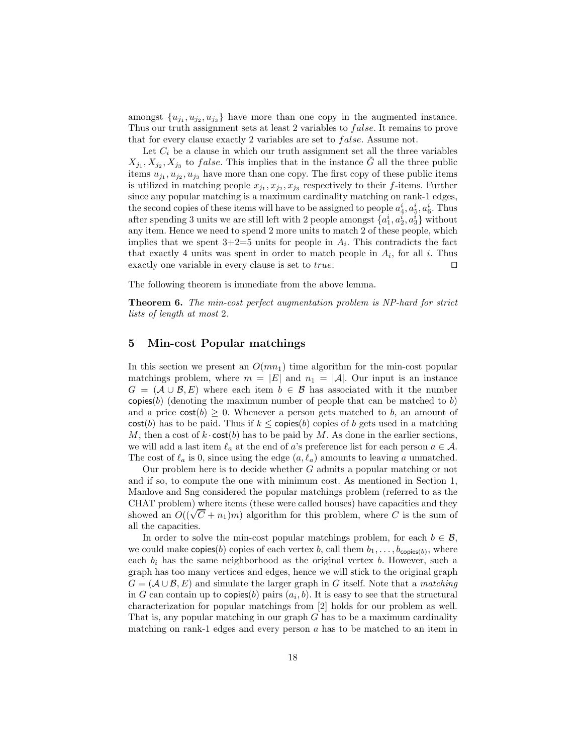amongst $\{u_{j_1}, u_{j_2}, u_{j_3}\}$ have more than one copy in the augmented instance. Thus our truth assignment sets at least 2 variables to $false$. It remains to prove that for every clause exactly 2 variables are set to $false$. Assume not.

Let $C_i$ be a clause in which our truth assignment set all the three variables $X_{j_1}, X_{j_2}, X_{j_3}$ to $false$. This implies that in the instance $\tilde{G}$ all the three public items $u_{j_1}, u_{j_2}, u_{j_3}$ have more than one copy. The first copy of these public items is utilized in matching people $x_{j_1}, x_{j_2}, x_{j_3}$ respectively to their $f$-items. Further since any popular matching is a maximum cardinality matching on rank-1 edges, the second copies of these items will have to be assigned to people $a_4^i, a_5^i, a_6^i$. Thus after spending 3 units we are still left with 2 people amongst $\{a_1^i, a_2^i, a_3^i\}$ without any item. Hence we need to spend 2 more units to match 2 of these people, which implies that we spent 3+2=5 units for people in $A_i$. This contradicts the fact that exactly 4 units was spent in order to match people in $A_i$, for all $i$. Thus exactly one variable in every clause is set to $true$. ◻

The following theorem is immediate from the above lemma.

**Theorem 6.** *The min-cost perfect augmentation problem is NP-hard for strict lists of length at most* 2*.*

## 5 Min-cost Popular matchings

In this section we present an $O(mn_1)$ time algorithm for the min-cost popular matchings problem, where $m = |E|$ and $n_1 = |\mathcal{A}|$. Our input is an instance $G = (\mathcal{A} \cup \mathcal{B}, E)$ where each item $b \in \mathcal{B}$ has associated with it the number $\mathsf{copies}(b)$ (denoting the maximum number of people that can be matched to $b$) and a price $\mathsf{cost}(b) \geq 0$. Whenever a person gets matched to $b$, an amount of $\mathsf{cost}(b)$ has to be paid. Thus if $k \leq \mathsf{copies}(b)$ copies of $b$ gets used in a matching $M$, then a cost of $k \cdot \mathsf{cost}(b)$ has to be paid by $M$. As done in the earlier sections, we will add a last item $\ell_a$ at the end of $a$'s preference list for each person $a \in \mathcal{A}$. The cost of $\ell_a$ is 0, since using the edge $(a, \ell_a)$ amounts to leaving $a$ unmatched.

Our problem here is to decide whether $G$ admits a popular matching or not and if so, to compute the one with minimum cost. As mentioned in Section 1, Manlove and Sng considered the popular matchings problem (referred to as the CHAT problem) where items (these were called houses) have capacities and they showed an $O((\sqrt{C} + n_1)m)$ algorithm for this problem, where $C$ is the sum of all the capacities.

In order to solve the min-cost popular matchings problem, for each $b \in \mathcal{B}$, we could make $\mathsf{copies}(b)$ copies of each vertex $b$, call them $b_1, \ldots, b_{\mathsf{copies}(b)}$, where each $b_i$ has the same neighborhood as the original vertex $b$. However, such a graph has too many vertices and edges, hence we will stick to the original graph $G = (\mathcal{A} \cup \mathcal{B}, E)$ and simulate the larger graph in $G$ itself. Note that a *matching* in $G$ can contain up to $\mathsf{copies}(b)$ pairs $(a_i, b)$. It is easy to see that the structural characterization for popular matchings from [2] holds for our problem as well. That is, any popular matching in our graph $G$ has to be a maximum cardinality matching on rank-1 edges and every person $a$ has to be matched to an item in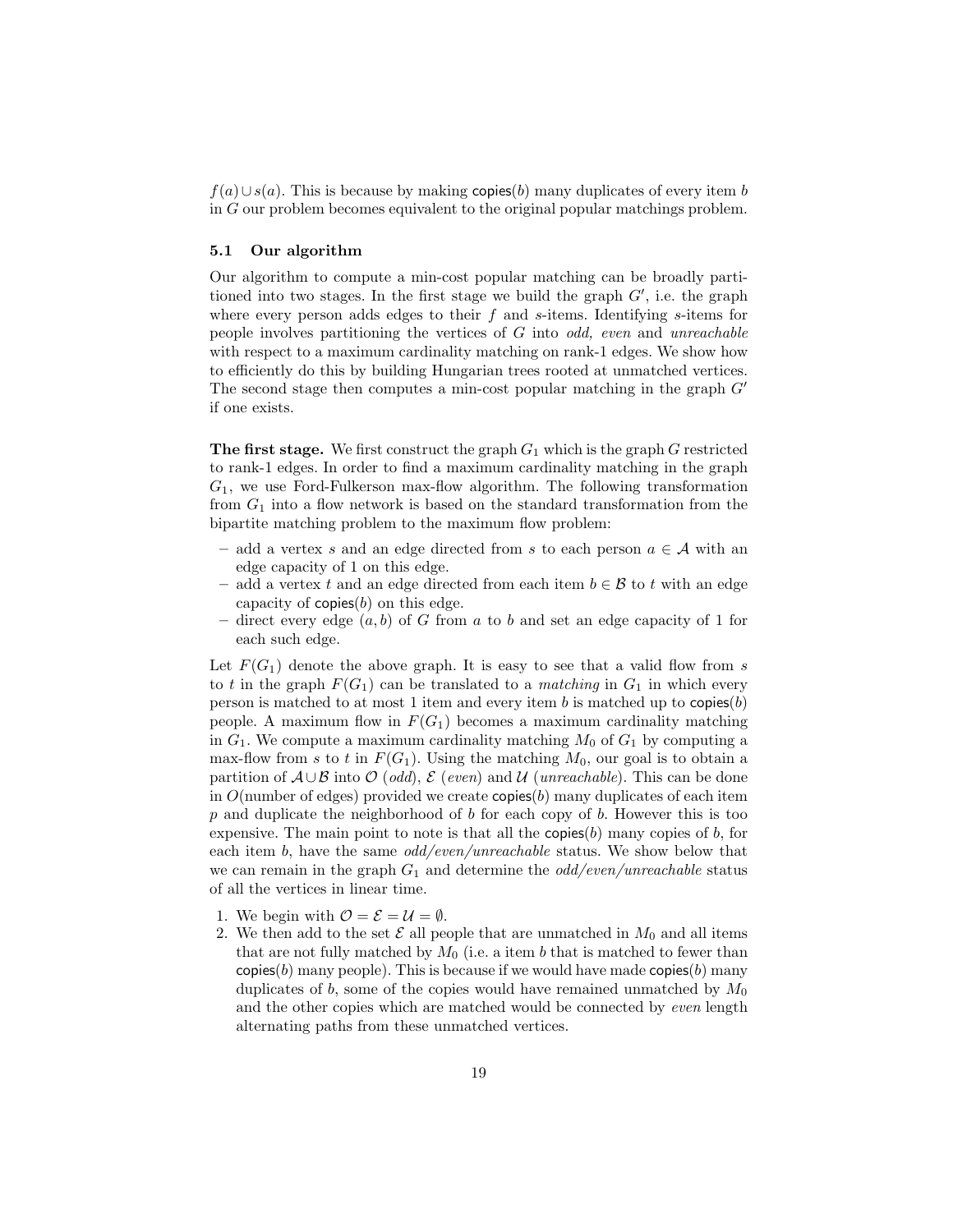$f(a) \cup s(a)$. This is because by making $\mathsf{copies}(b)$ many duplicates of every item $b$ in $G$ our problem becomes equivalent to the original popular matchings problem.

### 5.1 Our algorithm

Our algorithm to compute a min-cost popular matching can be broadly partitioned into two stages. In the first stage we build the graph $G'$, i.e. the graph where every person adds edges to their $f$ and $s$-items. Identifying $s$-items for people involves partitioning the vertices of $G$ into *odd, even* and *unreachable* with respect to a maximum cardinality matching on rank-1 edges. We show how to efficiently do this by building Hungarian trees rooted at unmatched vertices. The second stage then computes a min-cost popular matching in the graph $G'$ if one exists.

**The first stage.** We first construct the graph $G_1$ which is the graph $G$ restricted to rank-1 edges. In order to find a maximum cardinality matching in the graph $G_1$, we use Ford-Fulkerson max-flow algorithm. The following transformation from $G_1$ into a flow network is based on the standard transformation from the bipartite matching problem to the maximum flow problem:

- add a vertex $s$ and an edge directed from $s$ to each person $a \in \mathcal{A}$ with an edge capacity of 1 on this edge.
- add a vertex $t$ and an edge directed from each item $b \in \mathcal{B}$ to $t$ with an edge capacity of $\mathsf{copies}(b)$ on this edge.
- direct every edge $(a, b)$ of $G$ from $a$ to $b$ and set an edge capacity of 1 for each such edge.

Let $F(G_1)$ denote the above graph. It is easy to see that a valid flow from $s$ to $t$ in the graph $F(G_1)$ can be translated to a *matching* in $G_1$ in which every person is matched to at most 1 item and every item $b$ is matched up to $\mathsf{copies}(b)$ people. A maximum flow in $F(G_1)$ becomes a maximum cardinality matching in $G_1$. We compute a maximum cardinality matching $M_0$ of $G_1$ by computing a max-flow from $s$ to $t$ in $F(G_1)$. Using the matching $M_0$, our goal is to obtain a partition of $\mathcal{A} \cup \mathcal{B}$ into $\mathcal{O}$ (*odd*), $\mathcal{E}$ (*even*) and $\mathcal{U}$ (*unreachable*). This can be done in $O$(number of edges) provided we create $\mathsf{copies}(b)$ many duplicates of each item $p$ and duplicate the neighborhood of $b$ for each copy of $b$. However this is too expensive. The main point to note is that all the $\mathsf{copies}(b)$ many copies of $b$, for each item $b$, have the same *odd/even/unreachable* status. We show below that we can remain in the graph $G_1$ and determine the *odd/even/unreachable* status of all the vertices in linear time.

1. We begin with $\mathcal{O} = \mathcal{E} = \mathcal{U} = \emptyset$.
2. We then add to the set $\mathcal{E}$ all people that are unmatched in $M_0$ and all items that are not fully matched by $M_0$ (i.e. a item $b$ that is matched to fewer than $\mathsf{copies}(b)$ many people). This is because if we would have made $\mathsf{copies}(b)$ many duplicates of $b$, some of the copies would have remained unmatched by $M_0$ and the other copies which are matched would be connected by *even* length alternating paths from these unmatched vertices.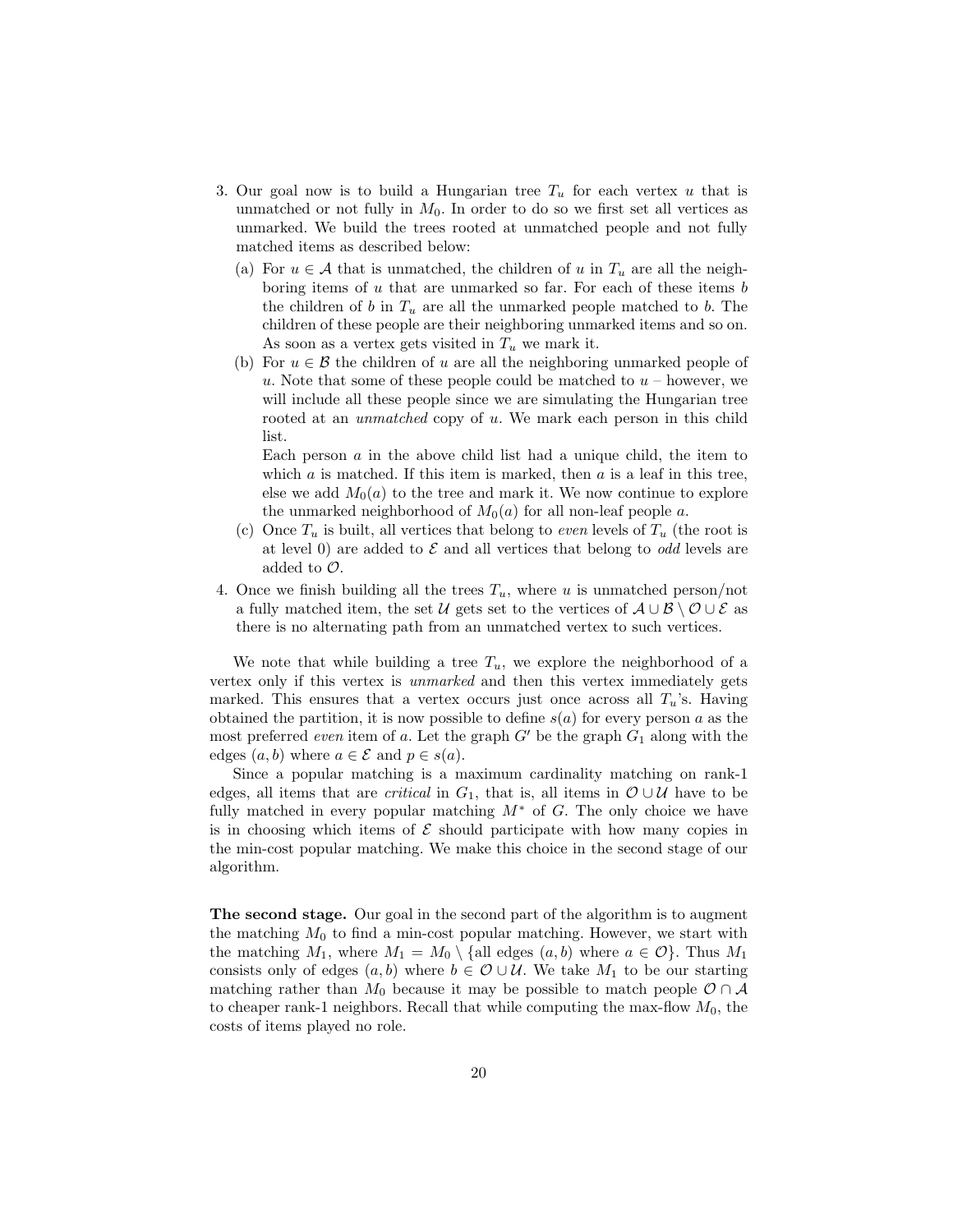3. Our goal now is to build a Hungarian tree $T_u$ for each vertex $u$ that is unmatched or not fully in $M_0$. In order to do so we first set all vertices as unmarked. We build the trees rooted at unmatched people and not fully matched items as described below:
   (a) For $u \in \mathcal{A}$ that is unmatched, the children of $u$ in $T_u$ are all the neighboring items of $u$ that are unmarked so far. For each of these items $b$ the children of $b$ in $T_u$ are all the unmarked people matched to $b$. The children of these people are their neighboring unmarked items and so on. As soon as a vertex gets visited in $T_u$ we mark it.
   (b) For $u \in \mathcal{B}$ the children of $u$ are all the neighboring unmarked people of $u$. Note that some of these people could be matched to $u$ – however, we will include all these people since we are simulating the Hungarian tree rooted at an *unmatched* copy of $u$. We mark each person in this child list.

      Each person $a$ in the above child list had a unique child, the item to which $a$ is matched. If this item is marked, then $a$ is a leaf in this tree, else we add $M_0(a)$ to the tree and mark it. We now continue to explore the unmarked neighborhood of $M_0(a)$ for all non-leaf people $a$.
   (c) Once $T_u$ is built, all vertices that belong to *even* levels of $T_u$ (the root is at level 0) are added to $\mathcal{E}$ and all vertices that belong to *odd* levels are added to $\mathcal{O}$.
4. Once we finish building all the trees $T_u$, where $u$ is unmatched person/not a fully matched item, the set $\mathcal{U}$ gets set to the vertices of $\mathcal{A} \cup \mathcal{B} \setminus \mathcal{O} \cup \mathcal{E}$ as there is no alternating path from an unmatched vertex to such vertices.

We note that while building a tree $T_u$, we explore the neighborhood of a vertex only if this vertex is *unmarked* and then this vertex immediately gets marked. This ensures that a vertex occurs just once across all $T_u$'s. Having obtained the partition, it is now possible to define $s(a)$ for every person $a$ as the most preferred *even* item of $a$. Let the graph $G'$ be the graph $G_1$ along with the edges $(a, b)$ where $a \in \mathcal{E}$ and $p \in s(a)$.

Since a popular matching is a maximum cardinality matching on rank-1 edges, all items that are *critical* in $G_1$, that is, all items in $\mathcal{O} \cup \mathcal{U}$ have to be fully matched in every popular matching $M^*$ of $G$. The only choice we have is in choosing which items of $\mathcal{E}$ should participate with how many copies in the min-cost popular matching. We make this choice in the second stage of our algorithm.

**The second stage.** Our goal in the second part of the algorithm is to augment the matching $M_0$ to find a min-cost popular matching. However, we start with the matching $M_1$, where $M_1 = M_0 \setminus \{\text{all edges } (a, b) \text{ where } a \in \mathcal{O}\}$. Thus $M_1$ consists only of edges $(a, b)$ where $b \in \mathcal{O} \cup \mathcal{U}$. We take $M_1$ to be our starting matching rather than $M_0$ because it may be possible to match people $\mathcal{O} \cap \mathcal{A}$ to cheaper rank-1 neighbors. Recall that while computing the max-flow $M_0$, the costs of items played no role.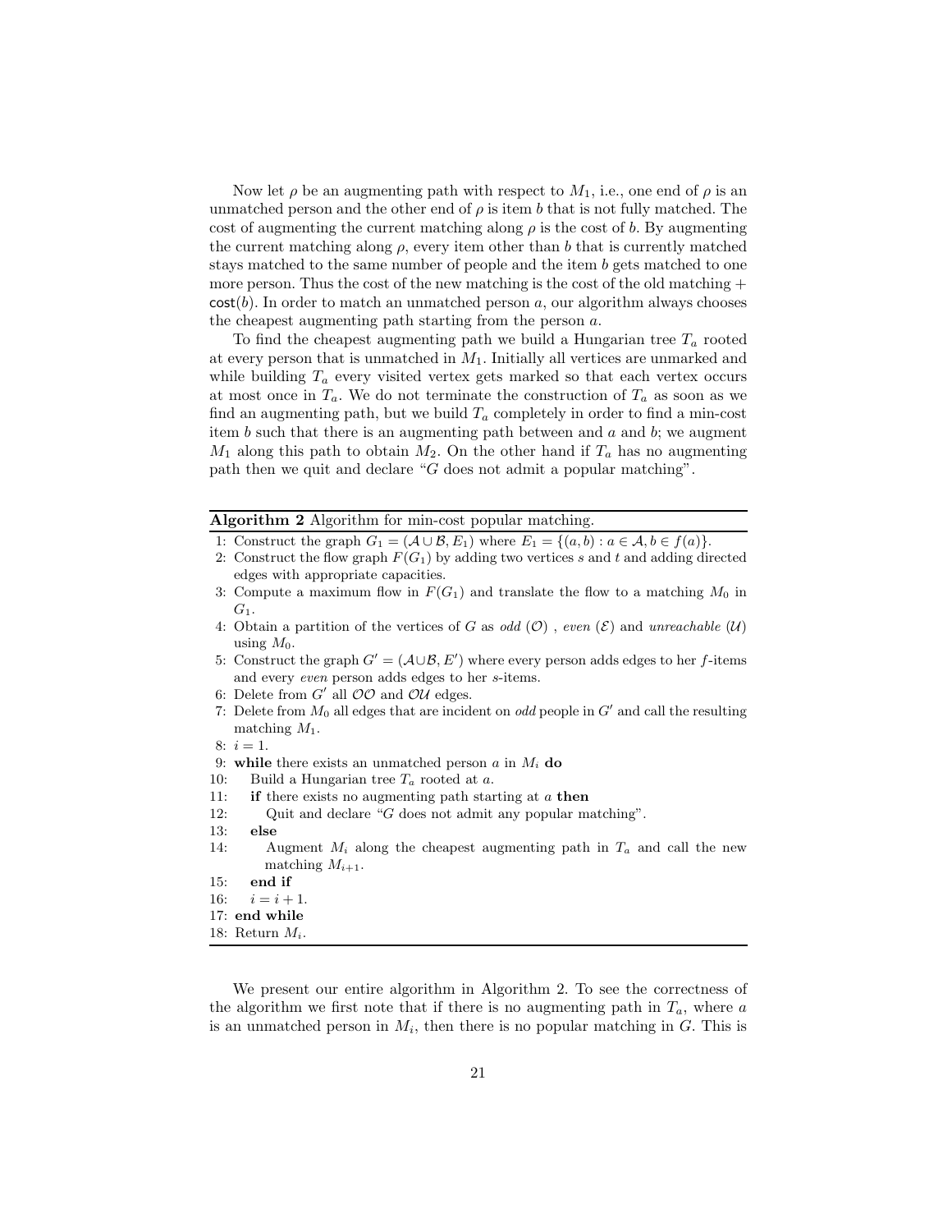Now let $\rho$ be an augmenting path with respect to $M_1$, i.e., one end of $\rho$ is an unmatched person and the other end of $\rho$ is item $b$ that is not fully matched. The cost of augmenting the current matching along $\rho$ is the cost of $b$. By augmenting the current matching along $\rho$, every item other than $b$ that is currently matched stays matched to the same number of people and the item $b$ gets matched to one more person. Thus the cost of the new matching is the cost of the old matching + $\mathsf{cost}(b)$. In order to match an unmatched person $a$, our algorithm always chooses the cheapest augmenting path starting from the person $a$.

To find the cheapest augmenting path we build a Hungarian tree $T_a$ rooted at every person that is unmatched in $M_1$. Initially all vertices are unmarked and while building $T_a$ every visited vertex gets marked so that each vertex occurs at most once in $T_a$. We do not terminate the construction of $T_a$ as soon as we find an augmenting path, but we build $T_a$ completely in order to find a min-cost item $b$ such that there is an augmenting path between and $a$ and $b$; we augment $M_1$ along this path to obtain $M_2$. On the other hand if $T_a$ has no augmenting path then we quit and declare "$G$ does not admit a popular matching".

**Algorithm 2** Algorithm for min-cost popular matching.

```
1: Construct the graph G_1 = (A ∪ B, E_1) where E_1 = {(a, b) : a ∈ A, b ∈ f(a)}.
2: Construct the flow graph F(G_1) by adding two vertices s and t and adding directed
   edges with appropriate capacities.
3: Compute a maximum flow in F(G_1) and translate the flow to a matching M_0 in
   G_1.
4: Obtain a partition of the vertices of G as odd (O) , even (E) and unreachable (U)
   using M_0.
5: Construct the graph G' = (A ∪ B, E') where every person adds edges to her f-items
   and every even person adds edges to her s-items.
6: Delete from G' all OO and OU edges.
7: Delete from M_0 all edges that are incident on odd people in G' and call the resulting
   matching M_1.
8: i = 1.
9: while there exists an unmatched person a in M_i do
10:    Build a Hungarian tree T_a rooted at a.
11:    if there exists no augmenting path starting at a then
12:       Quit and declare "G does not admit any popular matching".
13:    else
14:       Augment M_i along the cheapest augmenting path in T_a and call the new
          matching M_{i+1}.
15:    end if
16:    i = i + 1.
17: end while
18: Return M_i.
```

We present our entire algorithm in Algorithm 2. To see the correctness of the algorithm we first note that if there is no augmenting path in $T_a$, where $a$ is an unmatched person in $M_i$, then there is no popular matching in $G$. This is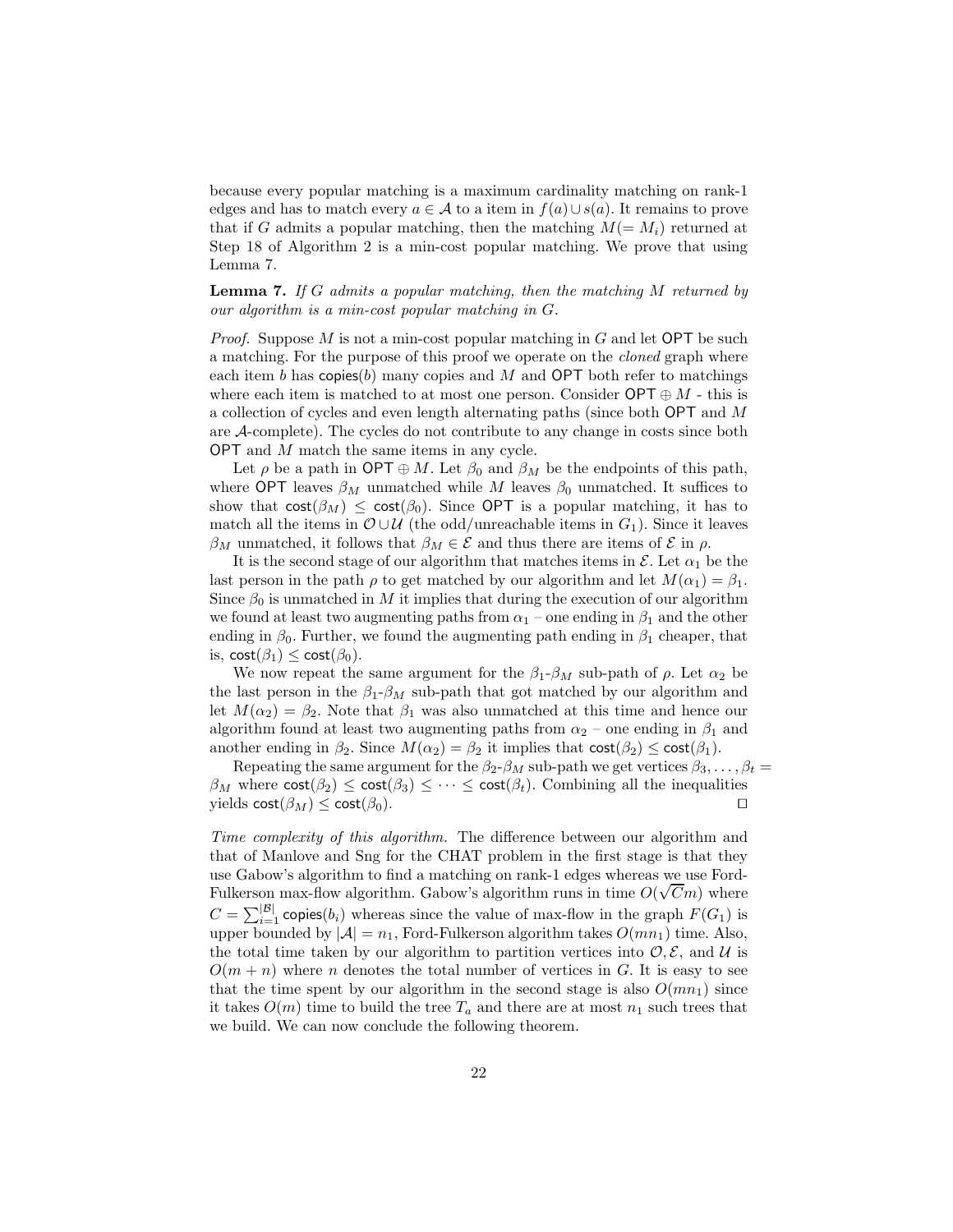because every popular matching is a maximum cardinality matching on rank-1 edges and has to match every $a \in \mathcal{A}$ to a item in $f(a) \cup s(a)$. It remains to prove that if $G$ admits a popular matching, then the matching $M (= M_i)$ returned at Step 18 of Algorithm 2 is a min-cost popular matching. We prove that using Lemma 7.

**Lemma 7.** *If $G$ admits a popular matching, then the matching $M$ returned by our algorithm is a min-cost popular matching in $G$.*

*Proof.* Suppose $M$ is not a min-cost popular matching in $G$ and let $\mathsf{OPT}$ be such a matching. For the purpose of this proof we operate on the *cloned* graph where each item $b$ has $\mathsf{copies}(b)$ many copies and $M$ and $\mathsf{OPT}$ both refer to matchings where each item is matched to at most one person. Consider $\mathsf{OPT} \oplus M$ - this is a collection of cycles and even length alternating paths (since both $\mathsf{OPT}$ and $M$ are $\mathcal{A}$-complete). The cycles do not contribute to any change in costs since both $\mathsf{OPT}$ and $M$ match the same items in any cycle.

Let $\rho$ be a path in $\mathsf{OPT} \oplus M$. Let $\beta_0$ and $\beta_M$ be the endpoints of this path, where $\mathsf{OPT}$ leaves $\beta_M$ unmatched while $M$ leaves $\beta_0$ unmatched. It suffices to show that $\mathsf{cost}(\beta_M) \leq \mathsf{cost}(\beta_0)$. Since $\mathsf{OPT}$ is a popular matching, it has to match all the items in $\mathcal{O} \cup \mathcal{U}$ (the odd/unreachable items in $G_1$). Since it leaves $\beta_M$ unmatched, it follows that $\beta_M \in \mathcal{E}$ and thus there are items of $\mathcal{E}$ in $\rho$.

It is the second stage of our algorithm that matches items in $\mathcal{E}$. Let $\alpha_1$ be the last person in the path $\rho$ to get matched by our algorithm and let $M(\alpha_1) = \beta_1$. Since $\beta_0$ is unmatched in $M$ it implies that during the execution of our algorithm we found at least two augmenting paths from $\alpha_1$ – one ending in $\beta_1$ and the other ending in $\beta_0$. Further, we found the augmenting path ending in $\beta_1$ cheaper, that is, $\mathsf{cost}(\beta_1) \leq \mathsf{cost}(\beta_0)$.

We now repeat the same argument for the $\beta_1$-$\beta_M$ sub-path of $\rho$. Let $\alpha_2$ be the last person in the $\beta_1$-$\beta_M$ sub-path that got matched by our algorithm and let $M(\alpha_2) = \beta_2$. Note that $\beta_1$ was also unmatched at this time and hence our algorithm found at least two augmenting paths from $\alpha_2$ – one ending in $\beta_1$ and another ending in $\beta_2$. Since $M(\alpha_2) = \beta_2$ it implies that $\mathsf{cost}(\beta_2) \leq \mathsf{cost}(\beta_1)$.

Repeating the same argument for the $\beta_2$-$\beta_M$ sub-path we get vertices $\beta_3, \ldots, \beta_t = \beta_M$ where $\mathsf{cost}(\beta_2) \leq \mathsf{cost}(\beta_3) \leq \cdots \leq \mathsf{cost}(\beta_t)$. Combining all the inequalities yields $\mathsf{cost}(\beta_M) \leq \mathsf{cost}(\beta_0)$. ⊓⊔

*Time complexity of this algorithm.* The difference between our algorithm and that of Manlove and Sng for the CHAT problem in the first stage is that they use Gabow's algorithm to find a matching on rank-1 edges whereas we use Ford-Fulkerson max-flow algorithm. Gabow's algorithm runs in time $O(\sqrt{C}m)$ where $C = \sum_{i=1}^{|\mathcal{B}|} \mathsf{copies}(b_i)$ whereas since the value of max-flow in the graph $F(G_1)$ is upper bounded by $|\mathcal{A}| = n_1$, Ford-Fulkerson algorithm takes $O(mn_1)$ time. Also, the total time taken by our algorithm to partition vertices into $\mathcal{O}, \mathcal{E}$, and $\mathcal{U}$ is $O(m + n)$ where $n$ denotes the total number of vertices in $G$. It is easy to see that the time spent by our algorithm in the second stage is also $O(mn_1)$ since it takes $O(m)$ time to build the tree $T_a$ and there are at most $n_1$ such trees that we build. We can now conclude the following theorem.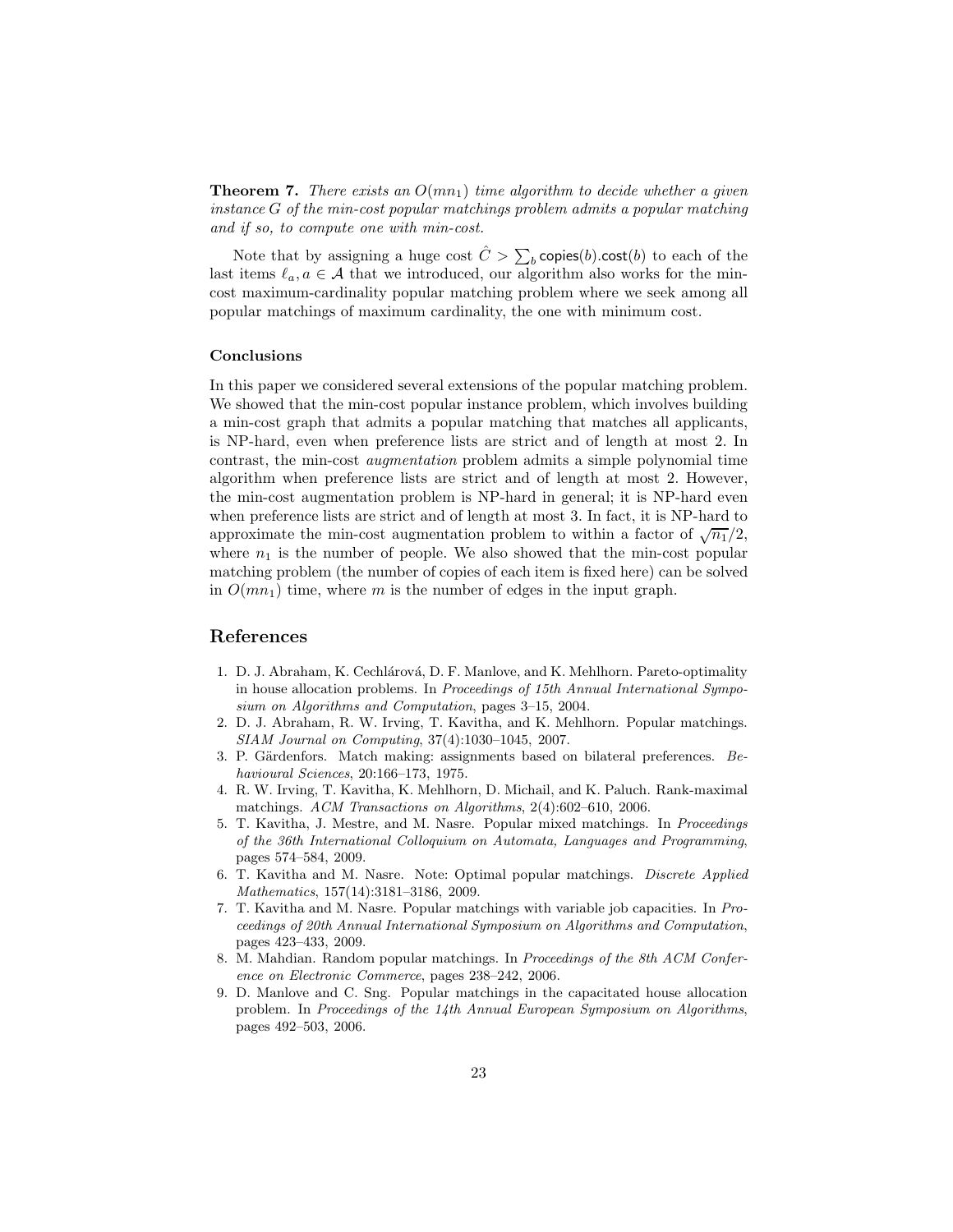**Theorem 7.** *There exists an $O(mn_1)$ time algorithm to decide whether a given instance $G$ of the min-cost popular matchings problem admits a popular matching and if so, to compute one with min-cost.*

Note that by assigning a huge cost $\hat{C} > \sum_b \mathsf{copies}(b).\mathsf{cost}(b)$ to each of the last items $\ell_a, a \in \mathcal{A}$ that we introduced, our algorithm also works for the min-cost maximum-cardinality popular matching problem where we seek among all popular matchings of maximum cardinality, the one with minimum cost.

### Conclusions

In this paper we considered several extensions of the popular matching problem. We showed that the min-cost popular instance problem, which involves building a min-cost graph that admits a popular matching that matches all applicants, is NP-hard, even when preference lists are strict and of length at most 2. In contrast, the min-cost *augmentation* problem admits a simple polynomial time algorithm when preference lists are strict and of length at most 2. However, the min-cost augmentation problem is NP-hard in general; it is NP-hard even when preference lists are strict and of length at most 3. In fact, it is NP-hard to approximate the min-cost augmentation problem to within a factor of $\sqrt{n_1}/2$, where $n_1$ is the number of people. We also showed that the min-cost popular matching problem (the number of copies of each item is fixed here) can be solved in $O(mn_1)$ time, where $m$ is the number of edges in the input graph.

## References

1. D. J. Abraham, K. Cechlárová, D. F. Manlove, and K. Mehlhorn. Pareto-optimality in house allocation problems. In *Proceedings of 15th Annual International Symposium on Algorithms and Computation*, pages 3–15, 2004.
2. D. J. Abraham, R. W. Irving, T. Kavitha, and K. Mehlhorn. Popular matchings. *SIAM Journal on Computing*, 37(4):1030–1045, 2007.
3. P. Gärdenfors. Match making: assignments based on bilateral preferences. *Behavioural Sciences*, 20:166–173, 1975.
4. R. W. Irving, T. Kavitha, K. Mehlhorn, D. Michail, and K. Paluch. Rank-maximal matchings. *ACM Transactions on Algorithms*, 2(4):602–610, 2006.
5. T. Kavitha, J. Mestre, and M. Nasre. Popular mixed matchings. In *Proceedings of the 36th International Colloquium on Automata, Languages and Programming*, pages 574–584, 2009.
6. T. Kavitha and M. Nasre. Note: Optimal popular matchings. *Discrete Applied Mathematics*, 157(14):3181–3186, 2009.
7. T. Kavitha and M. Nasre. Popular matchings with variable job capacities. In *Proceedings of 20th Annual International Symposium on Algorithms and Computation*, pages 423–433, 2009.
8. M. Mahdian. Random popular matchings. In *Proceedings of the 8th ACM Conference on Electronic Commerce*, pages 238–242, 2006.
9. D. Manlove and C. Sng. Popular matchings in the capacitated house allocation problem. In *Proceedings of the 14th Annual European Symposium on Algorithms*, pages 492–503, 2006.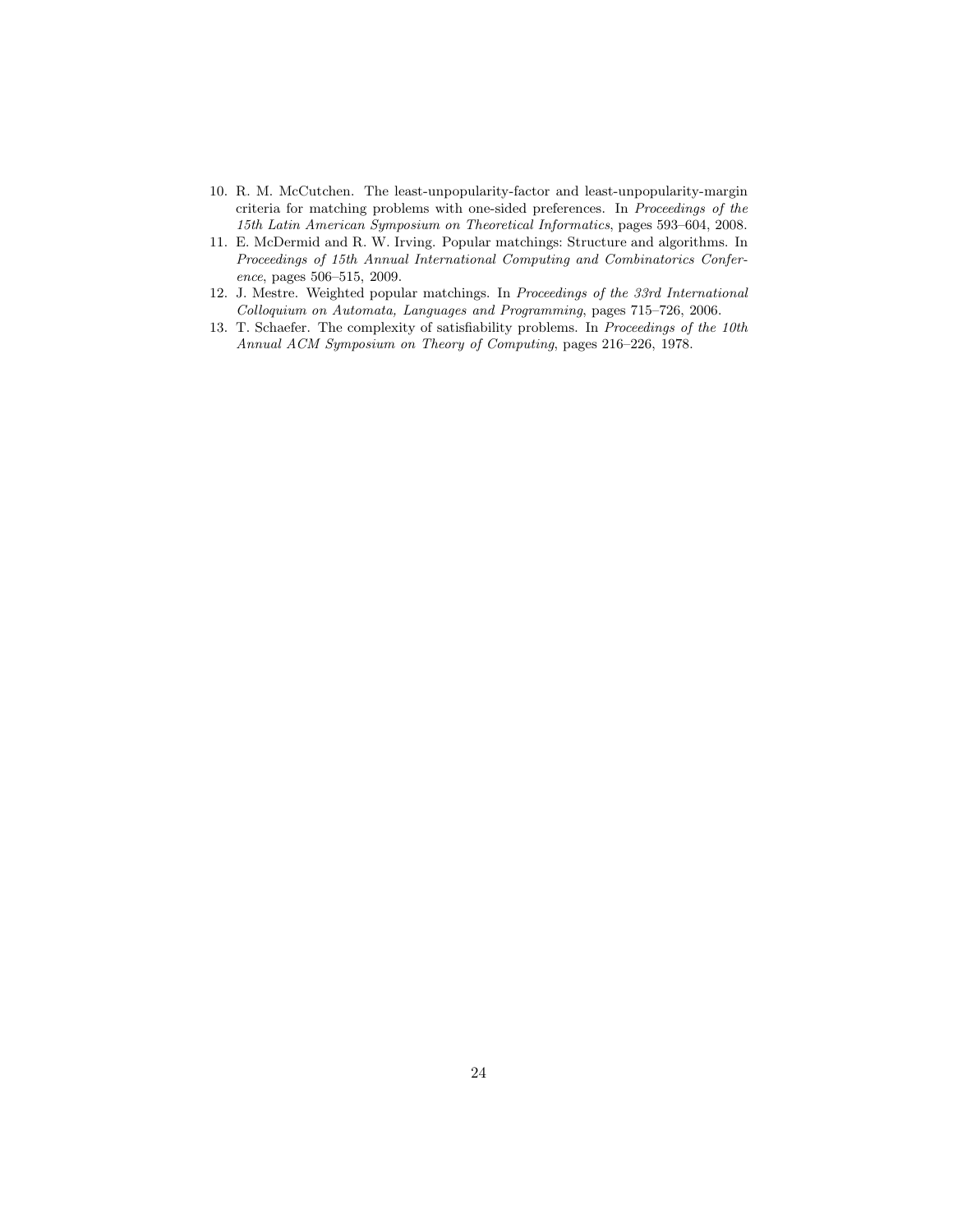10. R. M. McCutchen. The least-unpopularity-factor and least-unpopularity-margin criteria for matching problems with one-sided preferences. In *Proceedings of the 15th Latin American Symposium on Theoretical Informatics*, pages 593–604, 2008.
11. E. McDermid and R. W. Irving. Popular matchings: Structure and algorithms. In *Proceedings of 15th Annual International Computing and Combinatorics Conference*, pages 506–515, 2009.
12. J. Mestre. Weighted popular matchings. In *Proceedings of the 33rd International Colloquium on Automata, Languages and Programming*, pages 715–726, 2006.
13. T. Schaefer. The complexity of satisfiability problems. In *Proceedings of the 10th Annual ACM Symposium on Theory of Computing*, pages 216–226, 1978.